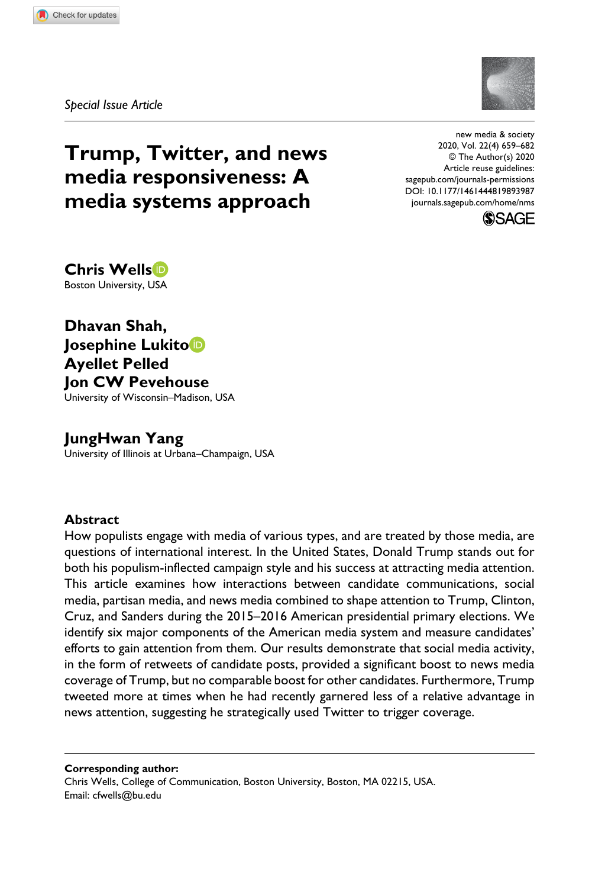*Special Issue Article*

new media & society
2020, Vol. 22(4) 659–682
© The Author(s) 2020
Article reuse guidelines:
sagepub.com/journals-permissions
DOI: 10.1177/1461444819893987
journals.sagepub.com/home/nms

# Trump, Twitter, and news media responsiveness: A media systems approach

**Chris Wells**
Boston University, USA

**Dhavan Shah,**
**Josephine Lukito**
**Ayellet Pelled**
**Jon CW Pevehouse**
University of Wisconsin–Madison, USA

**JungHwan Yang**
University of Illinois at Urbana–Champaign, USA

## Abstract

How populists engage with media of various types, and are treated by those media, are questions of international interest. In the United States, Donald Trump stands out for both his populism-inflected campaign style and his success at attracting media attention. This article examines how interactions between candidate communications, social media, partisan media, and news media combined to shape attention to Trump, Clinton, Cruz, and Sanders during the 2015–2016 American presidential primary elections. We identify six major components of the American media system and measure candidates' efforts to gain attention from them. Our results demonstrate that social media activity, in the form of retweets of candidate posts, provided a significant boost to news media coverage of Trump, but no comparable boost for other candidates. Furthermore, Trump tweeted more at times when he had recently garnered less of a relative advantage in news attention, suggesting he strategically used Twitter to trigger coverage.

**Corresponding author:**
Chris Wells, College of Communication, Boston University, Boston, MA 02215, USA.
Email: cfwells@bu.edu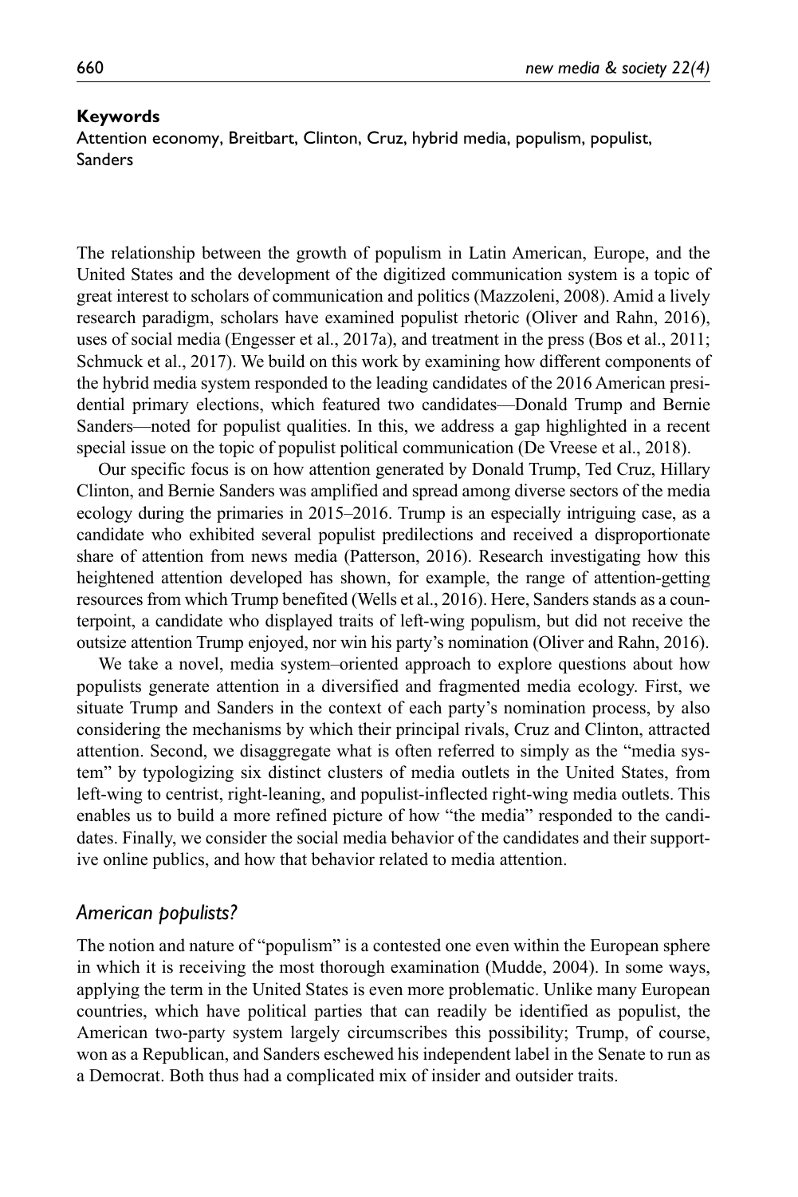**Keywords**

Attention economy, Breitbart, Clinton, Cruz, hybrid media, populism, populist, Sanders

The relationship between the growth of populism in Latin American, Europe, and the United States and the development of the digitized communication system is a topic of great interest to scholars of communication and politics (Mazzoleni, 2008). Amid a lively research paradigm, scholars have examined populist rhetoric (Oliver and Rahn, 2016), uses of social media (Engesser et al., 2017a), and treatment in the press (Bos et al., 2011; Schmuck et al., 2017). We build on this work by examining how different components of the hybrid media system responded to the leading candidates of the 2016 American presidential primary elections, which featured two candidates—Donald Trump and Bernie Sanders—noted for populist qualities. In this, we address a gap highlighted in a recent special issue on the topic of populist political communication (De Vreese et al., 2018).

Our specific focus is on how attention generated by Donald Trump, Ted Cruz, Hillary Clinton, and Bernie Sanders was amplified and spread among diverse sectors of the media ecology during the primaries in 2015–2016. Trump is an especially intriguing case, as a candidate who exhibited several populist predilections and received a disproportionate share of attention from news media (Patterson, 2016). Research investigating how this heightened attention developed has shown, for example, the range of attention-getting resources from which Trump benefited (Wells et al., 2016). Here, Sanders stands as a counterpoint, a candidate who displayed traits of left-wing populism, but did not receive the outsize attention Trump enjoyed, nor win his party's nomination (Oliver and Rahn, 2016).

We take a novel, media system–oriented approach to explore questions about how populists generate attention in a diversified and fragmented media ecology. First, we situate Trump and Sanders in the context of each party's nomination process, by also considering the mechanisms by which their principal rivals, Cruz and Clinton, attracted attention. Second, we disaggregate what is often referred to simply as the "media system" by typologizing six distinct clusters of media outlets in the United States, from left-wing to centrist, right-leaning, and populist-inflected right-wing media outlets. This enables us to build a more refined picture of how "the media" responded to the candidates. Finally, we consider the social media behavior of the candidates and their supportive online publics, and how that behavior related to media attention.

## *American populists?*

The notion and nature of "populism" is a contested one even within the European sphere in which it is receiving the most thorough examination (Mudde, 2004). In some ways, applying the term in the United States is even more problematic. Unlike many European countries, which have political parties that can readily be identified as populist, the American two-party system largely circumscribes this possibility; Trump, of course, won as a Republican, and Sanders eschewed his independent label in the Senate to run as a Democrat. Both thus had a complicated mix of insider and outsider traits.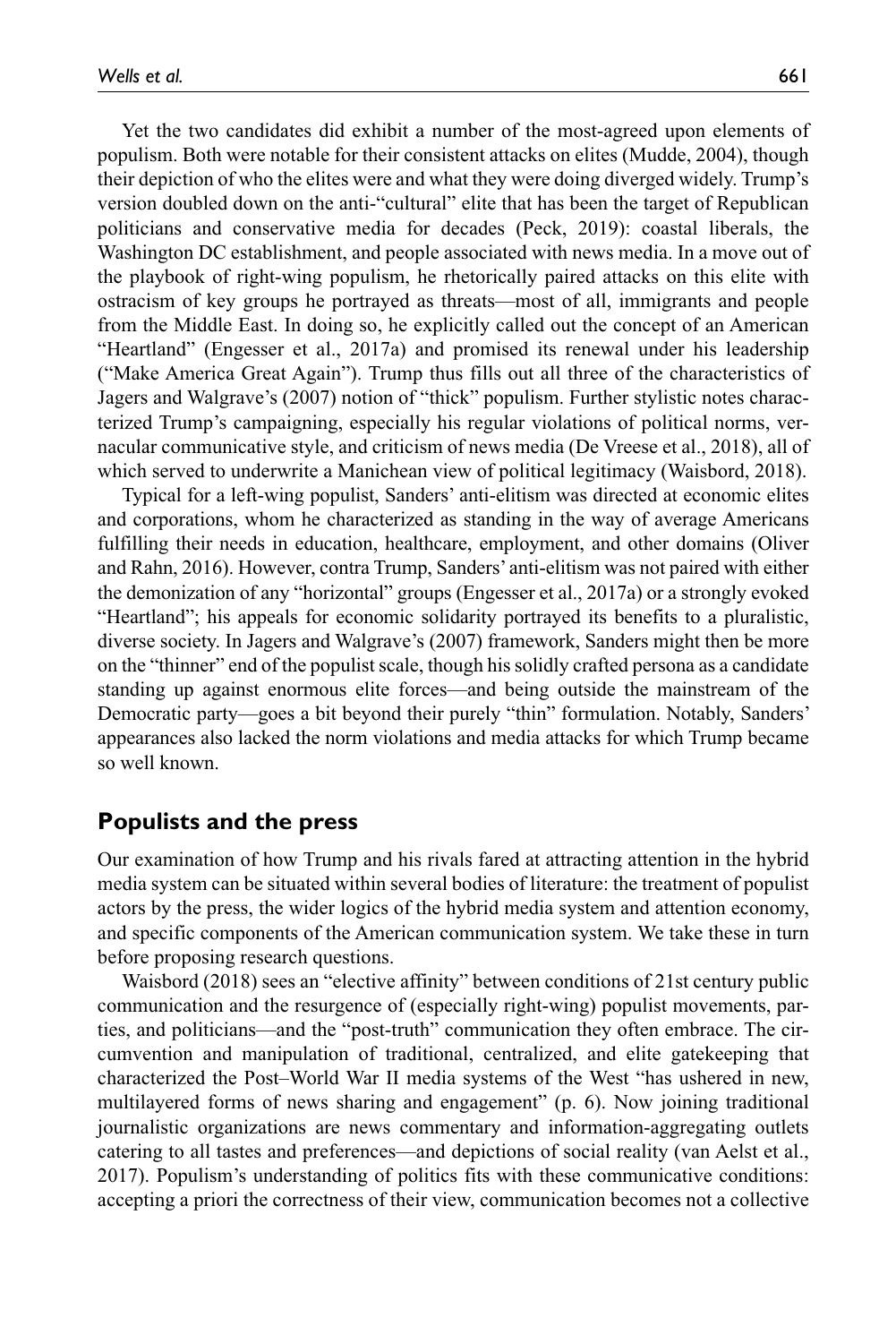Yet the two candidates did exhibit a number of the most-agreed upon elements of populism. Both were notable for their consistent attacks on elites (Mudde, 2004), though their depiction of who the elites were and what they were doing diverged widely. Trump's version doubled down on the anti-"cultural" elite that has been the target of Republican politicians and conservative media for decades (Peck, 2019): coastal liberals, the Washington DC establishment, and people associated with news media. In a move out of the playbook of right-wing populism, he rhetorically paired attacks on this elite with ostracism of key groups he portrayed as threats—most of all, immigrants and people from the Middle East. In doing so, he explicitly called out the concept of an American "Heartland" (Engesser et al., 2017a) and promised its renewal under his leadership ("Make America Great Again"). Trump thus fills out all three of the characteristics of Jagers and Walgrave's (2007) notion of "thick" populism. Further stylistic notes characterized Trump's campaigning, especially his regular violations of political norms, vernacular communicative style, and criticism of news media (De Vreese et al., 2018), all of which served to underwrite a Manichean view of political legitimacy (Waisbord, 2018).

Typical for a left-wing populist, Sanders' anti-elitism was directed at economic elites and corporations, whom he characterized as standing in the way of average Americans fulfilling their needs in education, healthcare, employment, and other domains (Oliver and Rahn, 2016). However, contra Trump, Sanders' anti-elitism was not paired with either the demonization of any "horizontal" groups (Engesser et al., 2017a) or a strongly evoked "Heartland"; his appeals for economic solidarity portrayed its benefits to a pluralistic, diverse society. In Jagers and Walgrave's (2007) framework, Sanders might then be more on the "thinner" end of the populist scale, though his solidly crafted persona as a candidate standing up against enormous elite forces—and being outside the mainstream of the Democratic party—goes a bit beyond their purely "thin" formulation. Notably, Sanders' appearances also lacked the norm violations and media attacks for which Trump became so well known.

## Populists and the press

Our examination of how Trump and his rivals fared at attracting attention in the hybrid media system can be situated within several bodies of literature: the treatment of populist actors by the press, the wider logics of the hybrid media system and attention economy, and specific components of the American communication system. We take these in turn before proposing research questions.

Waisbord (2018) sees an "elective affinity" between conditions of 21st century public communication and the resurgence of (especially right-wing) populist movements, parties, and politicians—and the "post-truth" communication they often embrace. The circumvention and manipulation of traditional, centralized, and elite gatekeeping that characterized the Post–World War II media systems of the West "has ushered in new, multilayered forms of news sharing and engagement" (p. 6). Now joining traditional journalistic organizations are news commentary and information-aggregating outlets catering to all tastes and preferences—and depictions of social reality (van Aelst et al., 2017). Populism's understanding of politics fits with these communicative conditions: accepting a priori the correctness of their view, communication becomes not a collective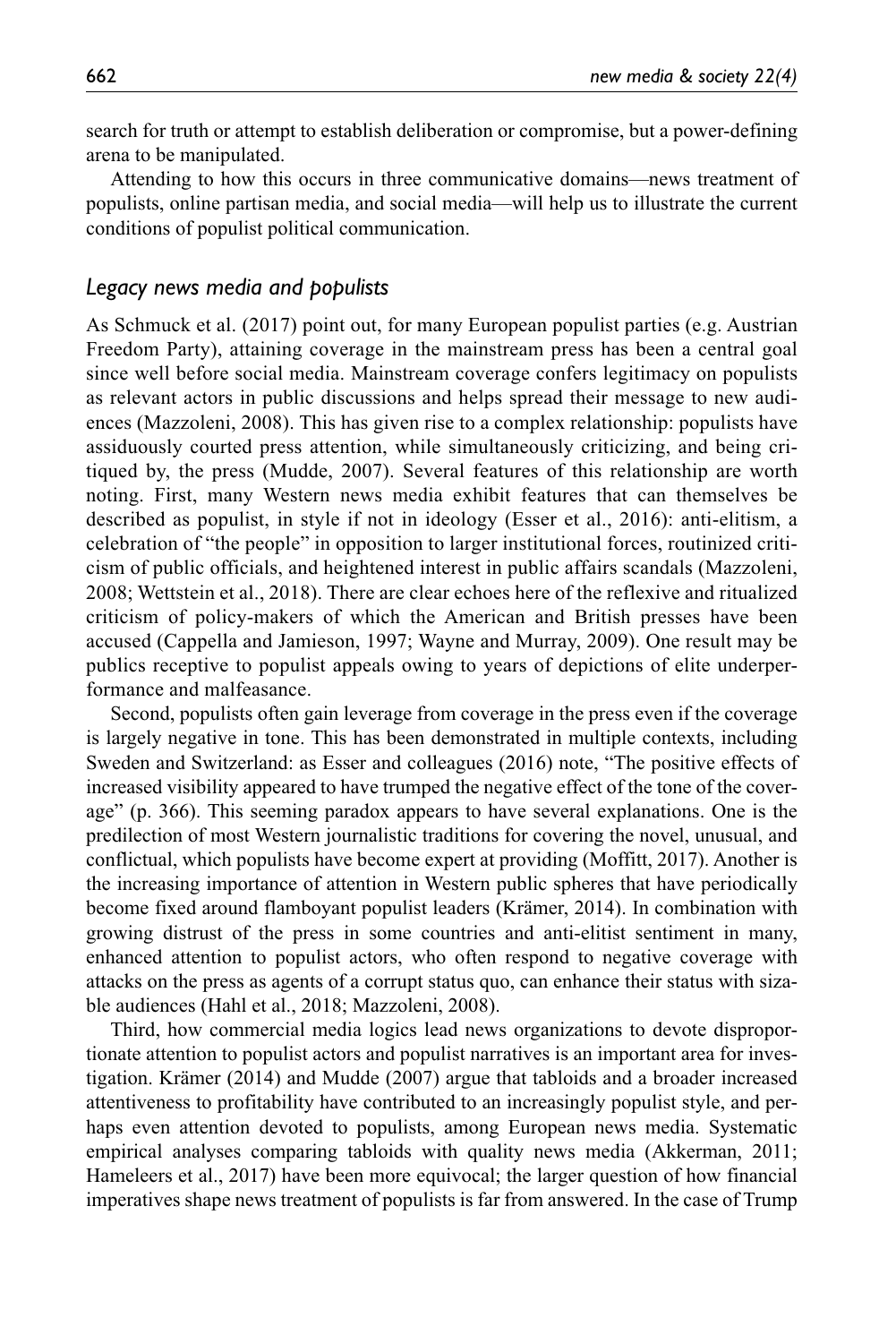search for truth or attempt to establish deliberation or compromise, but a power-defining arena to be manipulated.

Attending to how this occurs in three communicative domains—news treatment of populists, online partisan media, and social media—will help us to illustrate the current conditions of populist political communication.

### *Legacy news media and populists*

As Schmuck et al. (2017) point out, for many European populist parties (e.g. Austrian Freedom Party), attaining coverage in the mainstream press has been a central goal since well before social media. Mainstream coverage confers legitimacy on populists as relevant actors in public discussions and helps spread their message to new audiences (Mazzoleni, 2008). This has given rise to a complex relationship: populists have assiduously courted press attention, while simultaneously criticizing, and being critiqued by, the press (Mudde, 2007). Several features of this relationship are worth noting. First, many Western news media exhibit features that can themselves be described as populist, in style if not in ideology (Esser et al., 2016): anti-elitism, a celebration of "the people" in opposition to larger institutional forces, routinized criticism of public officials, and heightened interest in public affairs scandals (Mazzoleni, 2008; Wettstein et al., 2018). There are clear echoes here of the reflexive and ritualized criticism of policy-makers of which the American and British presses have been accused (Cappella and Jamieson, 1997; Wayne and Murray, 2009). One result may be publics receptive to populist appeals owing to years of depictions of elite underperformance and malfeasance.

Second, populists often gain leverage from coverage in the press even if the coverage is largely negative in tone. This has been demonstrated in multiple contexts, including Sweden and Switzerland: as Esser and colleagues (2016) note, "The positive effects of increased visibility appeared to have trumped the negative effect of the tone of the coverage" (p. 366). This seeming paradox appears to have several explanations. One is the predilection of most Western journalistic traditions for covering the novel, unusual, and conflictual, which populists have become expert at providing (Moffitt, 2017). Another is the increasing importance of attention in Western public spheres that have periodically become fixed around flamboyant populist leaders (Krämer, 2014). In combination with growing distrust of the press in some countries and anti-elitist sentiment in many, enhanced attention to populist actors, who often respond to negative coverage with attacks on the press as agents of a corrupt status quo, can enhance their status with sizable audiences (Hahl et al., 2018; Mazzoleni, 2008).

Third, how commercial media logics lead news organizations to devote disproportionate attention to populist actors and populist narratives is an important area for investigation. Krämer (2014) and Mudde (2007) argue that tabloids and a broader increased attentiveness to profitability have contributed to an increasingly populist style, and perhaps even attention devoted to populists, among European news media. Systematic empirical analyses comparing tabloids with quality news media (Akkerman, 2011; Hameleers et al., 2017) have been more equivocal; the larger question of how financial imperatives shape news treatment of populists is far from answered. In the case of Trump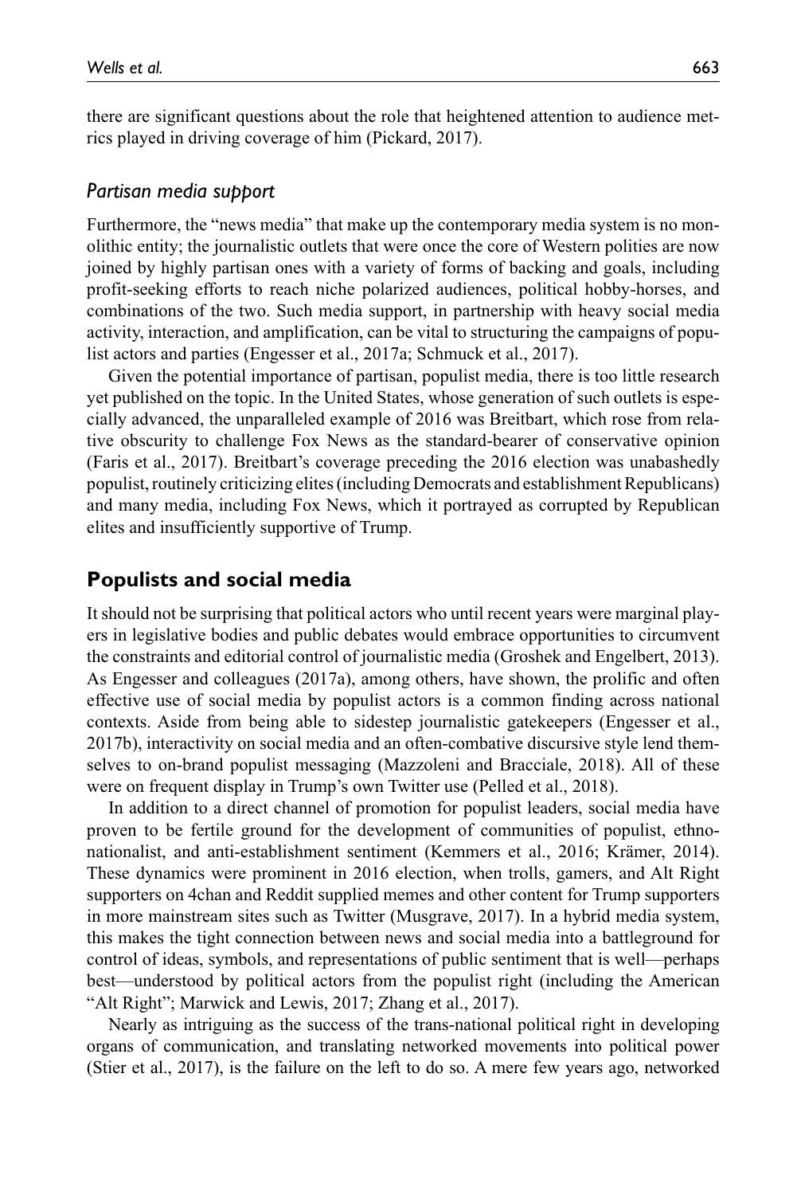there are significant questions about the role that heightened attention to audience metrics played in driving coverage of him (Pickard, 2017).

### *Partisan media support*

Furthermore, the "news media" that make up the contemporary media system is no monolithic entity; the journalistic outlets that were once the core of Western polities are now joined by highly partisan ones with a variety of forms of backing and goals, including profit-seeking efforts to reach niche polarized audiences, political hobby-horses, and combinations of the two. Such media support, in partnership with heavy social media activity, interaction, and amplification, can be vital to structuring the campaigns of populist actors and parties (Engesser et al., 2017a; Schmuck et al., 2017).

Given the potential importance of partisan, populist media, there is too little research yet published on the topic. In the United States, whose generation of such outlets is especially advanced, the unparalleled example of 2016 was Breitbart, which rose from relative obscurity to challenge Fox News as the standard-bearer of conservative opinion (Faris et al., 2017). Breitbart's coverage preceding the 2016 election was unabashedly populist, routinely criticizing elites (including Democrats and establishment Republicans) and many media, including Fox News, which it portrayed as corrupted by Republican elites and insufficiently supportive of Trump.

## **Populists and social media**

It should not be surprising that political actors who until recent years were marginal players in legislative bodies and public debates would embrace opportunities to circumvent the constraints and editorial control of journalistic media (Groshek and Engelbert, 2013). As Engesser and colleagues (2017a), among others, have shown, the prolific and often effective use of social media by populist actors is a common finding across national contexts. Aside from being able to sidestep journalistic gatekeepers (Engesser et al., 2017b), interactivity on social media and an often-combative discursive style lend themselves to on-brand populist messaging (Mazzoleni and Bracciale, 2018). All of these were on frequent display in Trump's own Twitter use (Pelled et al., 2018).

In addition to a direct channel of promotion for populist leaders, social media have proven to be fertile ground for the development of communities of populist, ethnonationalist, and anti-establishment sentiment (Kemmers et al., 2016; Krämer, 2014). These dynamics were prominent in 2016 election, when trolls, gamers, and Alt Right supporters on 4chan and Reddit supplied memes and other content for Trump supporters in more mainstream sites such as Twitter (Musgrave, 2017). In a hybrid media system, this makes the tight connection between news and social media into a battleground for control of ideas, symbols, and representations of public sentiment that is well—perhaps best—understood by political actors from the populist right (including the American "Alt Right"; Marwick and Lewis, 2017; Zhang et al., 2017).

Nearly as intriguing as the success of the trans-national political right in developing organs of communication, and translating networked movements into political power (Stier et al., 2017), is the failure on the left to do so. A mere few years ago, networked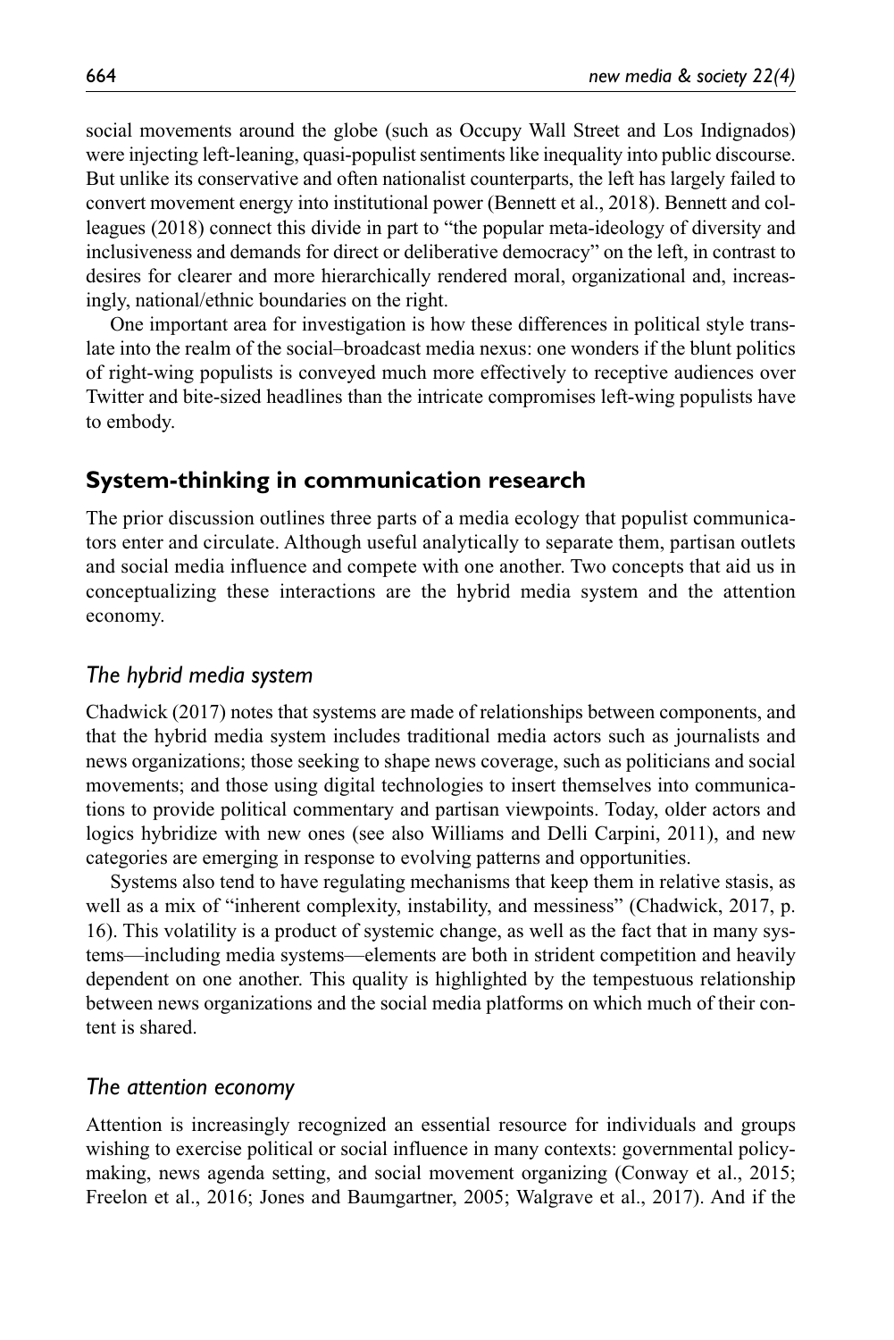social movements around the globe (such as Occupy Wall Street and Los Indignados) were injecting left-leaning, quasi-populist sentiments like inequality into public discourse. But unlike its conservative and often nationalist counterparts, the left has largely failed to convert movement energy into institutional power (Bennett et al., 2018). Bennett and colleagues (2018) connect this divide in part to "the popular meta-ideology of diversity and inclusiveness and demands for direct or deliberative democracy" on the left, in contrast to desires for clearer and more hierarchically rendered moral, organizational and, increasingly, national/ethnic boundaries on the right.

One important area for investigation is how these differences in political style translate into the realm of the social–broadcast media nexus: one wonders if the blunt politics of right-wing populists is conveyed much more effectively to receptive audiences over Twitter and bite-sized headlines than the intricate compromises left-wing populists have to embody.

## System-thinking in communication research

The prior discussion outlines three parts of a media ecology that populist communicators enter and circulate. Although useful analytically to separate them, partisan outlets and social media influence and compete with one another. Two concepts that aid us in conceptualizing these interactions are the hybrid media system and the attention economy.

### *The hybrid media system*

Chadwick (2017) notes that systems are made of relationships between components, and that the hybrid media system includes traditional media actors such as journalists and news organizations; those seeking to shape news coverage, such as politicians and social movements; and those using digital technologies to insert themselves into communications to provide political commentary and partisan viewpoints. Today, older actors and logics hybridize with new ones (see also Williams and Delli Carpini, 2011), and new categories are emerging in response to evolving patterns and opportunities.

Systems also tend to have regulating mechanisms that keep them in relative stasis, as well as a mix of "inherent complexity, instability, and messiness" (Chadwick, 2017, p. 16). This volatility is a product of systemic change, as well as the fact that in many systems—including media systems—elements are both in strident competition and heavily dependent on one another. This quality is highlighted by the tempestuous relationship between news organizations and the social media platforms on which much of their content is shared.

### *The attention economy*

Attention is increasingly recognized an essential resource for individuals and groups wishing to exercise political or social influence in many contexts: governmental policymaking, news agenda setting, and social movement organizing (Conway et al., 2015; Freelon et al., 2016; Jones and Baumgartner, 2005; Walgrave et al., 2017). And if the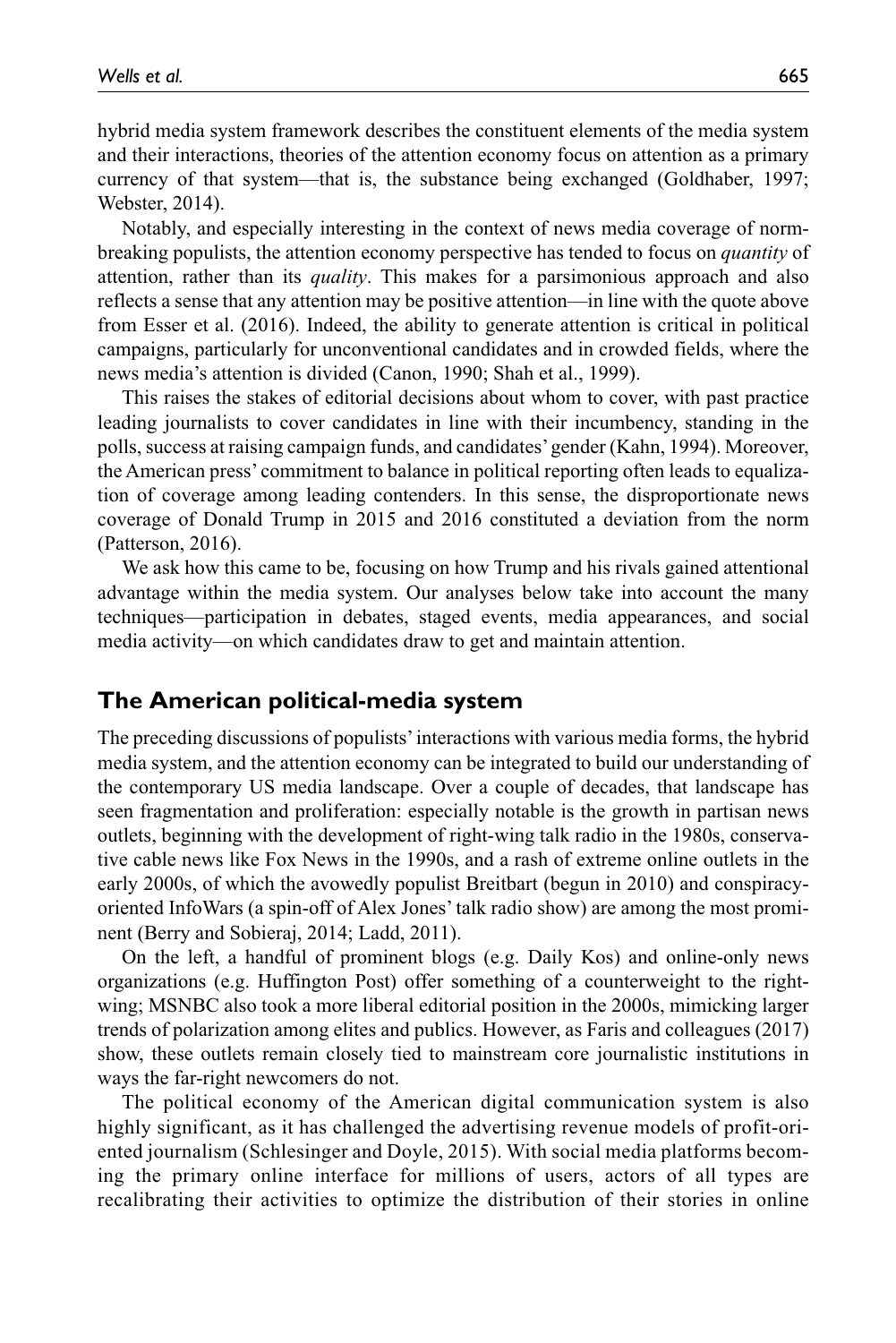hybrid media system framework describes the constituent elements of the media system and their interactions, theories of the attention economy focus on attention as a primary currency of that system—that is, the substance being exchanged (Goldhaber, 1997; Webster, 2014).

Notably, and especially interesting in the context of news media coverage of norm-breaking populists, the attention economy perspective has tended to focus on *quantity* of attention, rather than its *quality*. This makes for a parsimonious approach and also reflects a sense that any attention may be positive attention—in line with the quote above from Esser et al. (2016). Indeed, the ability to generate attention is critical in political campaigns, particularly for unconventional candidates and in crowded fields, where the news media's attention is divided (Canon, 1990; Shah et al., 1999).

This raises the stakes of editorial decisions about whom to cover, with past practice leading journalists to cover candidates in line with their incumbency, standing in the polls, success at raising campaign funds, and candidates' gender (Kahn, 1994). Moreover, the American press' commitment to balance in political reporting often leads to equalization of coverage among leading contenders. In this sense, the disproportionate news coverage of Donald Trump in 2015 and 2016 constituted a deviation from the norm (Patterson, 2016).

We ask how this came to be, focusing on how Trump and his rivals gained attentional advantage within the media system. Our analyses below take into account the many techniques—participation in debates, staged events, media appearances, and social media activity—on which candidates draw to get and maintain attention.

## The American political-media system

The preceding discussions of populists' interactions with various media forms, the hybrid media system, and the attention economy can be integrated to build our understanding of the contemporary US media landscape. Over a couple of decades, that landscape has seen fragmentation and proliferation: especially notable is the growth in partisan news outlets, beginning with the development of right-wing talk radio in the 1980s, conservative cable news like Fox News in the 1990s, and a rash of extreme online outlets in the early 2000s, of which the avowedly populist Breitbart (begun in 2010) and conspiracy-oriented InfoWars (a spin-off of Alex Jones' talk radio show) are among the most prominent (Berry and Sobieraj, 2014; Ladd, 2011).

On the left, a handful of prominent blogs (e.g. Daily Kos) and online-only news organizations (e.g. Huffington Post) offer something of a counterweight to the right-wing; MSNBC also took a more liberal editorial position in the 2000s, mimicking larger trends of polarization among elites and publics. However, as Faris and colleagues (2017) show, these outlets remain closely tied to mainstream core journalistic institutions in ways the far-right newcomers do not.

The political economy of the American digital communication system is also highly significant, as it has challenged the advertising revenue models of profit-oriented journalism (Schlesinger and Doyle, 2015). With social media platforms becoming the primary online interface for millions of users, actors of all types are recalibrating their activities to optimize the distribution of their stories in online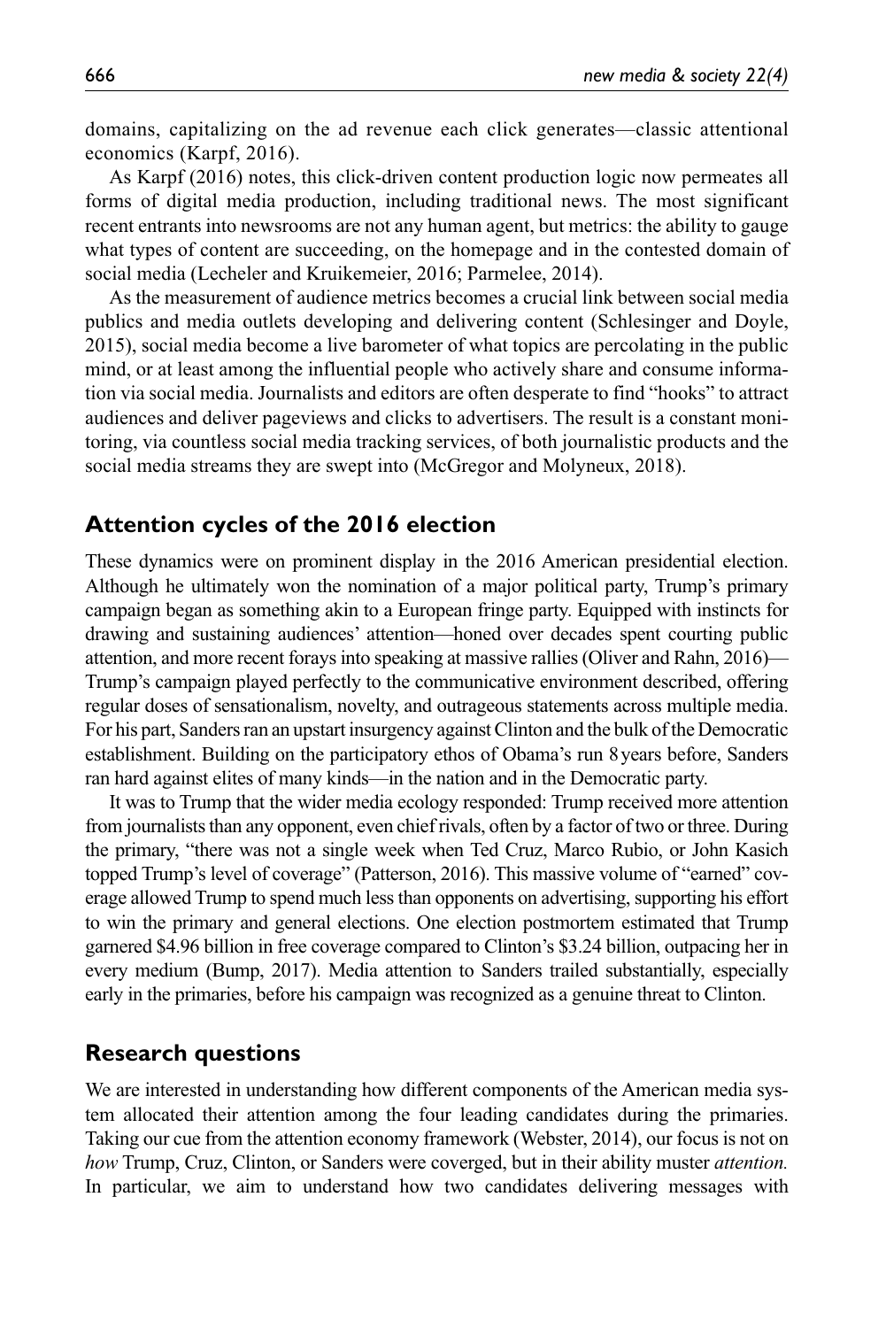domains, capitalizing on the ad revenue each click generates—classic attentional economics (Karpf, 2016).

As Karpf (2016) notes, this click-driven content production logic now permeates all forms of digital media production, including traditional news. The most significant recent entrants into newsrooms are not any human agent, but metrics: the ability to gauge what types of content are succeeding, on the homepage and in the contested domain of social media (Lecheler and Kruikemeier, 2016; Parmelee, 2014).

As the measurement of audience metrics becomes a crucial link between social media publics and media outlets developing and delivering content (Schlesinger and Doyle, 2015), social media become a live barometer of what topics are percolating in the public mind, or at least among the influential people who actively share and consume information via social media. Journalists and editors are often desperate to find "hooks" to attract audiences and deliver pageviews and clicks to advertisers. The result is a constant monitoring, via countless social media tracking services, of both journalistic products and the social media streams they are swept into (McGregor and Molyneux, 2018).

## Attention cycles of the 2016 election

These dynamics were on prominent display in the 2016 American presidential election. Although he ultimately won the nomination of a major political party, Trump's primary campaign began as something akin to a European fringe party. Equipped with instincts for drawing and sustaining audiences' attention—honed over decades spent courting public attention, and more recent forays into speaking at massive rallies (Oliver and Rahn, 2016)—Trump's campaign played perfectly to the communicative environment described, offering regular doses of sensationalism, novelty, and outrageous statements across multiple media. For his part, Sanders ran an upstart insurgency against Clinton and the bulk of the Democratic establishment. Building on the participatory ethos of Obama's run 8 years before, Sanders ran hard against elites of many kinds—in the nation and in the Democratic party.

It was to Trump that the wider media ecology responded: Trump received more attention from journalists than any opponent, even chief rivals, often by a factor of two or three. During the primary, "there was not a single week when Ted Cruz, Marco Rubio, or John Kasich topped Trump's level of coverage" (Patterson, 2016). This massive volume of "earned" coverage allowed Trump to spend much less than opponents on advertising, supporting his effort to win the primary and general elections. One election postmortem estimated that Trump garnered $4.96 billion in free coverage compared to Clinton's $3.24 billion, outpacing her in every medium (Bump, 2017). Media attention to Sanders trailed substantially, especially early in the primaries, before his campaign was recognized as a genuine threat to Clinton.

## Research questions

We are interested in understanding how different components of the American media system allocated their attention among the four leading candidates during the primaries. Taking our cue from the attention economy framework (Webster, 2014), our focus is not on *how* Trump, Cruz, Clinton, or Sanders were converged, but in their ability muster *attention.* In particular, we aim to understand how two candidates delivering messages with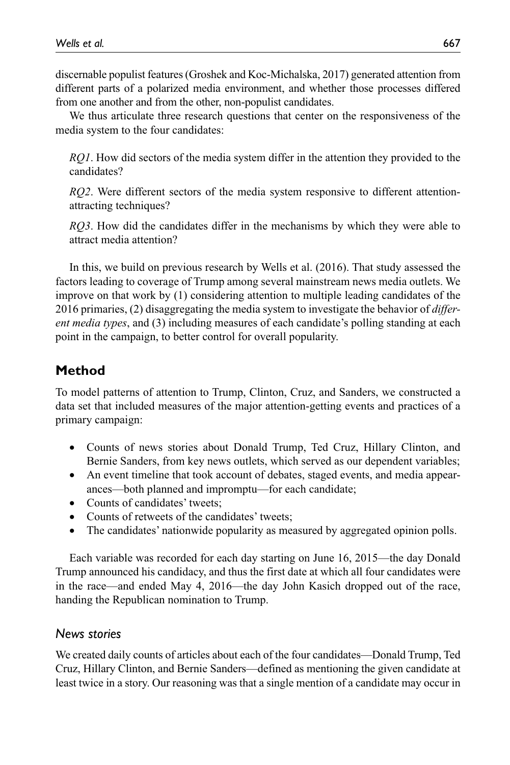discernable populist features (Groshek and Koc-Michalska, 2017) generated attention from different parts of a polarized media environment, and whether those processes differed from one another and from the other, non-populist candidates.

We thus articulate three research questions that center on the responsiveness of the media system to the four candidates:

*RQ1*. How did sectors of the media system differ in the attention they provided to the candidates?

*RQ2*. Were different sectors of the media system responsive to different attention-attracting techniques?

*RQ3*. How did the candidates differ in the mechanisms by which they were able to attract media attention?

In this, we build on previous research by Wells et al. (2016). That study assessed the factors leading to coverage of Trump among several mainstream news media outlets. We improve on that work by (1) considering attention to multiple leading candidates of the 2016 primaries, (2) disaggregating the media system to investigate the behavior of *different media types*, and (3) including measures of each candidate's polling standing at each point in the campaign, to better control for overall popularity.

## Method

To model patterns of attention to Trump, Clinton, Cruz, and Sanders, we constructed a data set that included measures of the major attention-getting events and practices of a primary campaign:

- Counts of news stories about Donald Trump, Ted Cruz, Hillary Clinton, and Bernie Sanders, from key news outlets, which served as our dependent variables;
- An event timeline that took account of debates, staged events, and media appearances—both planned and impromptu—for each candidate;
- Counts of candidates' tweets;
- Counts of retweets of the candidates' tweets;
- The candidates' nationwide popularity as measured by aggregated opinion polls.

Each variable was recorded for each day starting on June 16, 2015—the day Donald Trump announced his candidacy, and thus the first date at which all four candidates were in the race—and ended May 4, 2016—the day John Kasich dropped out of the race, handing the Republican nomination to Trump.

### *News stories*

We created daily counts of articles about each of the four candidates—Donald Trump, Ted Cruz, Hillary Clinton, and Bernie Sanders—defined as mentioning the given candidate at least twice in a story. Our reasoning was that a single mention of a candidate may occur in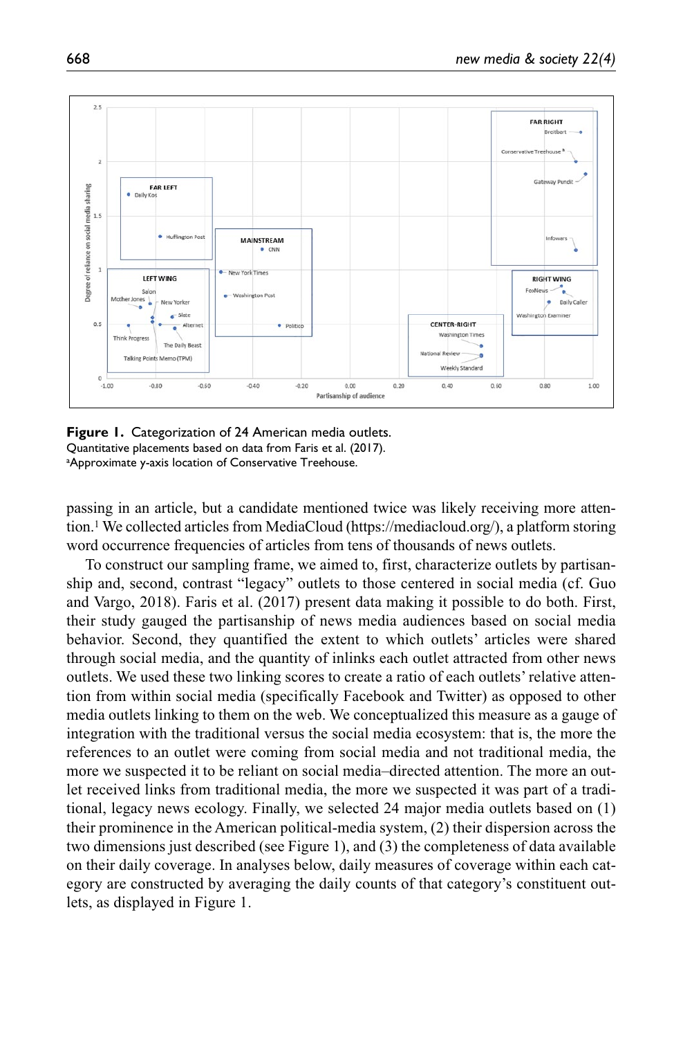**Figure 1.** Categorization of 24 American media outlets.
Quantitative placements based on data from Faris et al. (2017).
[a]Approximate y-axis location of Conservative Treehouse.

passing in an article, but a candidate mentioned twice was likely receiving more attention.[1] We collected articles from MediaCloud (https://mediacloud.org/), a platform storing word occurrence frequencies of articles from tens of thousands of news outlets.

To construct our sampling frame, we aimed to, first, characterize outlets by partisanship and, second, contrast "legacy" outlets to those centered in social media (cf. Guo and Vargo, 2018). Faris et al. (2017) present data making it possible to do both. First, their study gauged the partisanship of news media audiences based on social media behavior. Second, they quantified the extent to which outlets' articles were shared through social media, and the quantity of inlinks each outlet attracted from other news outlets. We used these two linking scores to create a ratio of each outlets' relative attention from within social media (specifically Facebook and Twitter) as opposed to other media outlets linking to them on the web. We conceptualized this measure as a gauge of integration with the traditional versus the social media ecosystem: that is, the more the references to an outlet were coming from social media and not traditional media, the more we suspected it to be reliant on social media–directed attention. The more an outlet received links from traditional media, the more we suspected it was part of a traditional, legacy news ecology. Finally, we selected 24 major media outlets based on (1) their prominence in the American political-media system, (2) their dispersion across the two dimensions just described (see Figure 1), and (3) the completeness of data available on their daily coverage. In analyses below, daily measures of coverage within each category are constructed by averaging the daily counts of that category's constituent outlets, as displayed in Figure 1.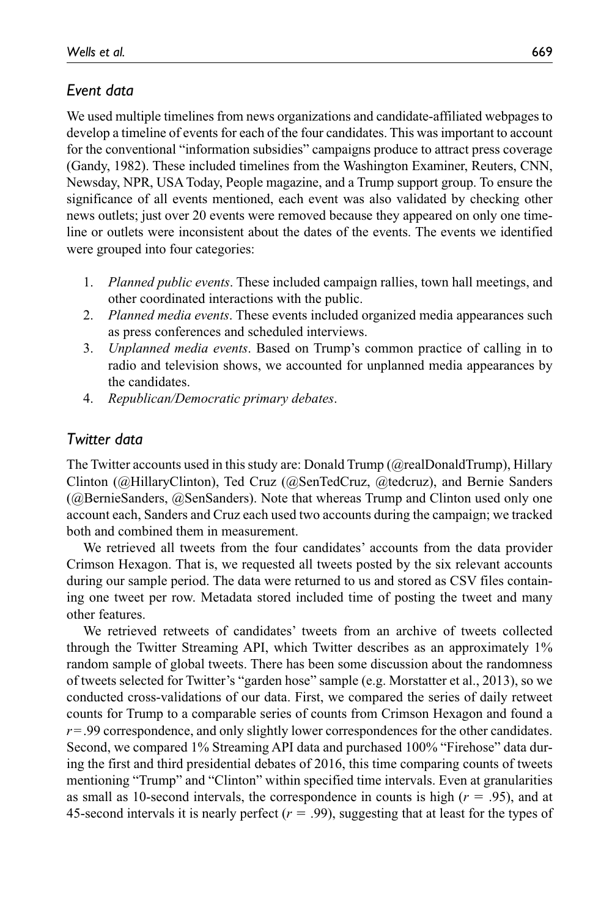## *Event data*

We used multiple timelines from news organizations and candidate-affiliated webpages to develop a timeline of events for each of the four candidates. This was important to account for the conventional "information subsidies" campaigns produce to attract press coverage (Gandy, 1982). These included timelines from the Washington Examiner, Reuters, CNN, Newsday, NPR, USA Today, People magazine, and a Trump support group. To ensure the significance of all events mentioned, each event was also validated by checking other news outlets; just over 20 events were removed because they appeared on only one timeline or outlets were inconsistent about the dates of the events. The events we identified were grouped into four categories:

1. *Planned public events*. These included campaign rallies, town hall meetings, and other coordinated interactions with the public.
2. *Planned media events*. These events included organized media appearances such as press conferences and scheduled interviews.
3. *Unplanned media events*. Based on Trump's common practice of calling in to radio and television shows, we accounted for unplanned media appearances by the candidates.
4. *Republican/Democratic primary debates*.

## *Twitter data*

The Twitter accounts used in this study are: Donald Trump (@realDonaldTrump), Hillary Clinton (@HillaryClinton), Ted Cruz (@SenTedCruz, @tedcruz), and Bernie Sanders (@BernieSanders, @SenSanders). Note that whereas Trump and Clinton used only one account each, Sanders and Cruz each used two accounts during the campaign; we tracked both and combined them in measurement.

We retrieved all tweets from the four candidates' accounts from the data provider Crimson Hexagon. That is, we requested all tweets posted by the six relevant accounts during our sample period. The data were returned to us and stored as CSV files containing one tweet per row. Metadata stored included time of posting the tweet and many other features.

We retrieved retweets of candidates' tweets from an archive of tweets collected through the Twitter Streaming API, which Twitter describes as an approximately 1% random sample of global tweets. There has been some discussion about the randomness of tweets selected for Twitter's "garden hose" sample (e.g. Morstatter et al., 2013), so we conducted cross-validations of our data. First, we compared the series of daily retweet counts for Trump to a comparable series of counts from Crimson Hexagon and found a $r = .99$ correspondence, and only slightly lower correspondences for the other candidates. Second, we compared 1% Streaming API data and purchased 100% "Firehose" data during the first and third presidential debates of 2016, this time comparing counts of tweets mentioning "Trump" and "Clinton" within specified time intervals. Even at granularities as small as 10-second intervals, the correspondence in counts is high ($r = .95$), and at 45-second intervals it is nearly perfect ($r = .99$), suggesting that at least for the types of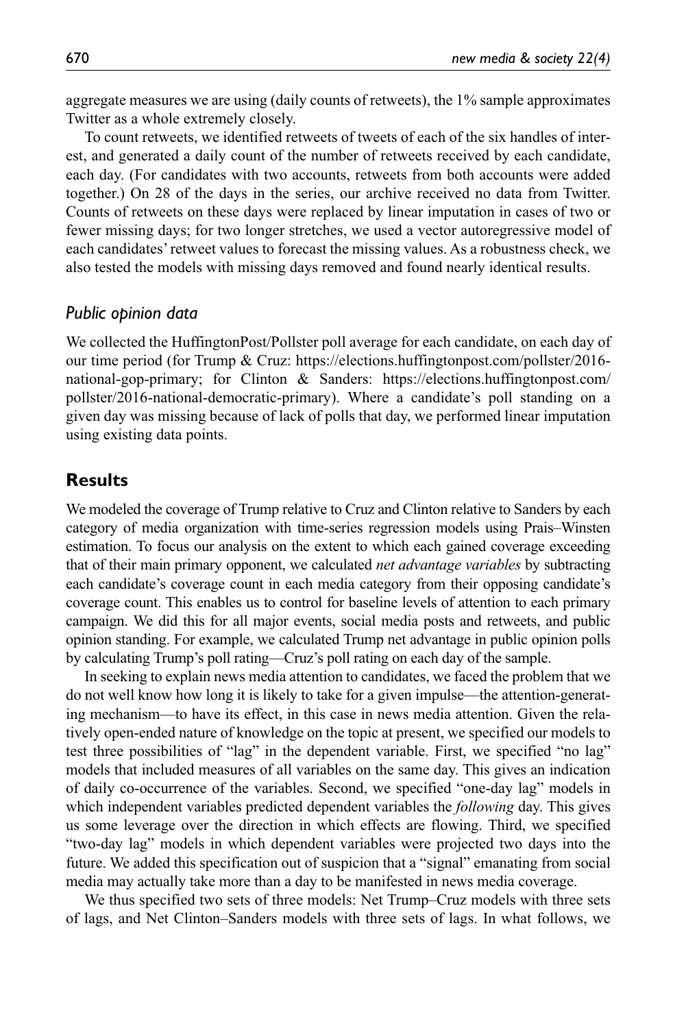aggregate measures we are using (daily counts of retweets), the 1% sample approximates Twitter as a whole extremely closely.

To count retweets, we identified retweets of tweets of each of the six handles of interest, and generated a daily count of the number of retweets received by each candidate, each day. (For candidates with two accounts, retweets from both accounts were added together.) On 28 of the days in the series, our archive received no data from Twitter. Counts of retweets on these days were replaced by linear imputation in cases of two or fewer missing days; for two longer stretches, we used a vector autoregressive model of each candidates' retweet values to forecast the missing values. As a robustness check, we also tested the models with missing days removed and found nearly identical results.

### *Public opinion data*

We collected the HuffingtonPost/Pollster poll average for each candidate, on each day of our time period (for Trump & Cruz: https://elections.huffingtonpost.com/pollster/2016-national-gop-primary; for Clinton & Sanders: https://elections.huffingtonpost.com/pollster/2016-national-democratic-primary). Where a candidate's poll standing on a given day was missing because of lack of polls that day, we performed linear imputation using existing data points.

## Results

We modeled the coverage of Trump relative to Cruz and Clinton relative to Sanders by each category of media organization with time-series regression models using Prais–Winsten estimation. To focus our analysis on the extent to which each gained coverage exceeding that of their main primary opponent, we calculated *net advantage variables* by subtracting each candidate's coverage count in each media category from their opposing candidate's coverage count. This enables us to control for baseline levels of attention to each primary campaign. We did this for all major events, social media posts and retweets, and public opinion standing. For example, we calculated Trump net advantage in public opinion polls by calculating Trump's poll rating—Cruz's poll rating on each day of the sample.

In seeking to explain news media attention to candidates, we faced the problem that we do not well know how long it is likely to take for a given impulse—the attention-generating mechanism—to have its effect, in this case in news media attention. Given the relatively open-ended nature of knowledge on the topic at present, we specified our models to test three possibilities of "lag" in the dependent variable. First, we specified "no lag" models that included measures of all variables on the same day. This gives an indication of daily co-occurrence of the variables. Second, we specified "one-day lag" models in which independent variables predicted dependent variables the *following* day. This gives us some leverage over the direction in which effects are flowing. Third, we specified "two-day lag" models in which dependent variables were projected two days into the future. We added this specification out of suspicion that a "signal" emanating from social media may actually take more than a day to be manifested in news media coverage.

We thus specified two sets of three models: Net Trump–Cruz models with three sets of lags, and Net Clinton–Sanders models with three sets of lags. In what follows, we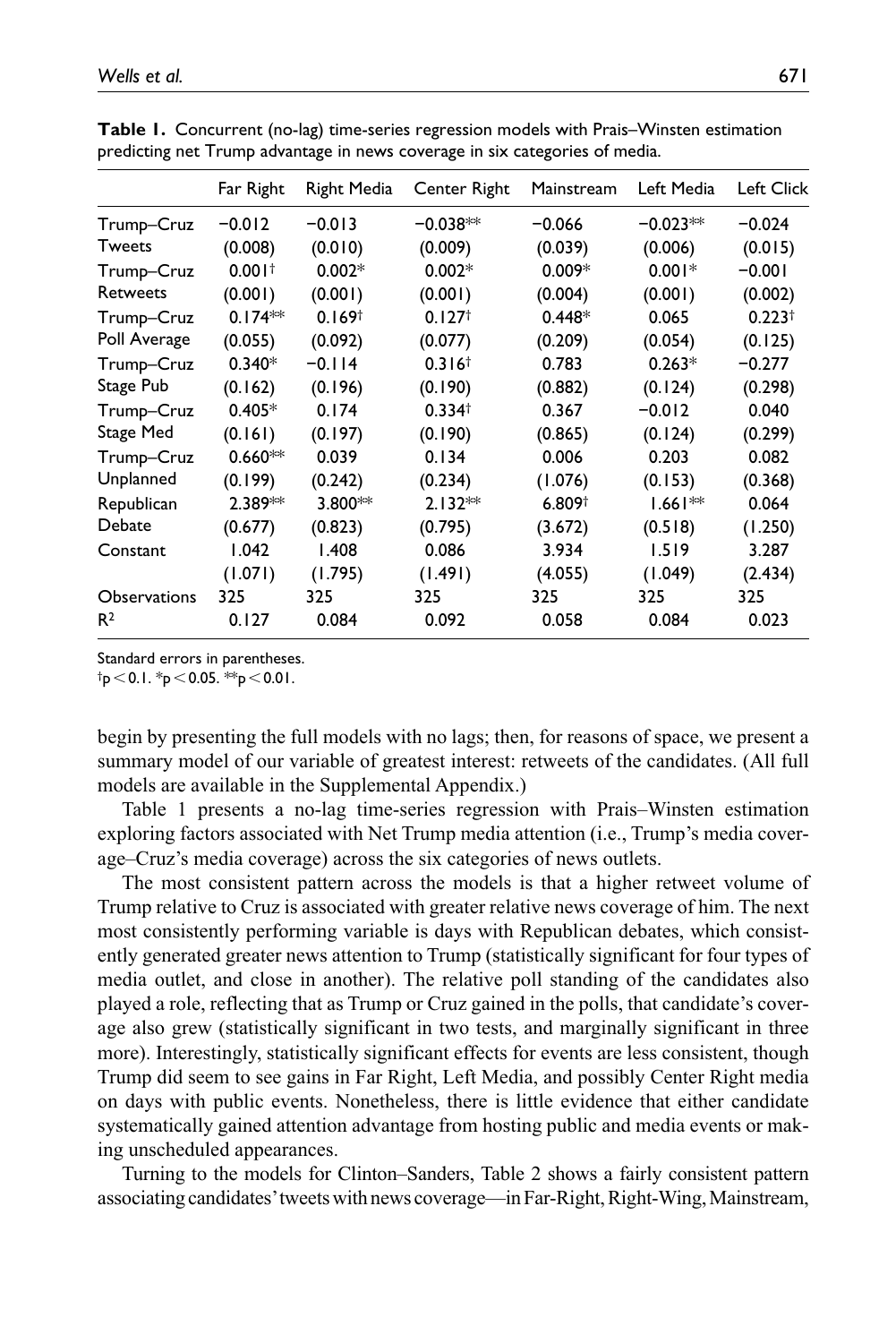**Table 1.** Concurrent (no-lag) time-series regression models with Prais–Winsten estimation predicting net Trump advantage in news coverage in six categories of media.

| | Far Right | Right Media | Center Right | Mainstream | Left Media | Left Click |
|---|---|---|---|---|---|---|
| Trump–Cruz Tweets | −0.012 | −0.013 | −0.038** | −0.066 | −0.023** | −0.024 |
| | (0.008) | (0.010) | (0.009) | (0.039) | (0.006) | (0.015) |
| Trump–Cruz Retweets | 0.001† | 0.002* | 0.002* | 0.009* | 0.001* | −0.001 |
| | (0.001) | (0.001) | (0.001) | (0.004) | (0.001) | (0.002) |
| Trump–Cruz Poll Average | 0.174** | 0.169† | 0.127† | 0.448* | 0.065 | 0.223† |
| | (0.055) | (0.092) | (0.077) | (0.209) | (0.054) | (0.125) |
| Trump–Cruz Stage Pub | 0.340* | −0.114 | 0.316† | 0.783 | 0.263* | −0.277 |
| | (0.162) | (0.196) | (0.190) | (0.882) | (0.124) | (0.298) |
| Trump–Cruz Stage Med | 0.405* | 0.174 | 0.334† | 0.367 | −0.012 | 0.040 |
| | (0.161) | (0.197) | (0.190) | (0.865) | (0.124) | (0.299) |
| Trump–Cruz Unplanned | 0.660** | 0.039 | 0.134 | 0.006 | 0.203 | 0.082 |
| | (0.199) | (0.242) | (0.234) | (1.076) | (0.153) | (0.368) |
| Republican Debate | 2.389** | 3.800** | 2.132** | 6.809† | 1.661** | 0.064 |
| | (0.677) | (0.823) | (0.795) | (3.672) | (0.518) | (1.250) |
| Constant | 1.042 | 1.408 | 0.086 | 3.934 | 1.519 | 3.287 |
| | (1.071) | (1.795) | (1.491) | (4.055) | (1.049) | (2.434) |
| Observations | 325 | 325 | 325 | 325 | 325 | 325 |
| $R^2$ | 0.127 | 0.084 | 0.092 | 0.058 | 0.084 | 0.023 |

Standard errors in parentheses.
†$p < 0.1$. *$p < 0.05$. **$p < 0.01$.

begin by presenting the full models with no lags; then, for reasons of space, we present a summary model of our variable of greatest interest: retweets of the candidates. (All full models are available in the Supplemental Appendix.)

Table 1 presents a no-lag time-series regression with Prais–Winsten estimation exploring factors associated with Net Trump media attention (i.e., Trump's media coverage–Cruz's media coverage) across the six categories of news outlets.

The most consistent pattern across the models is that a higher retweet volume of Trump relative to Cruz is associated with greater relative news coverage of him. The next most consistently performing variable is days with Republican debates, which consistently generated greater news attention to Trump (statistically significant for four types of media outlet, and close in another). The relative poll standing of the candidates also played a role, reflecting that as Trump or Cruz gained in the polls, that candidate's coverage also grew (statistically significant in two tests, and marginally significant in three more). Interestingly, statistically significant effects for events are less consistent, though Trump did seem to see gains in Far Right, Left Media, and possibly Center Right media on days with public events. Nonetheless, there is little evidence that either candidate systematically gained attention advantage from hosting public and media events or making unscheduled appearances.

Turning to the models for Clinton–Sanders, Table 2 shows a fairly consistent pattern associating candidates' tweets with news coverage—in Far-Right, Right-Wing, Mainstream,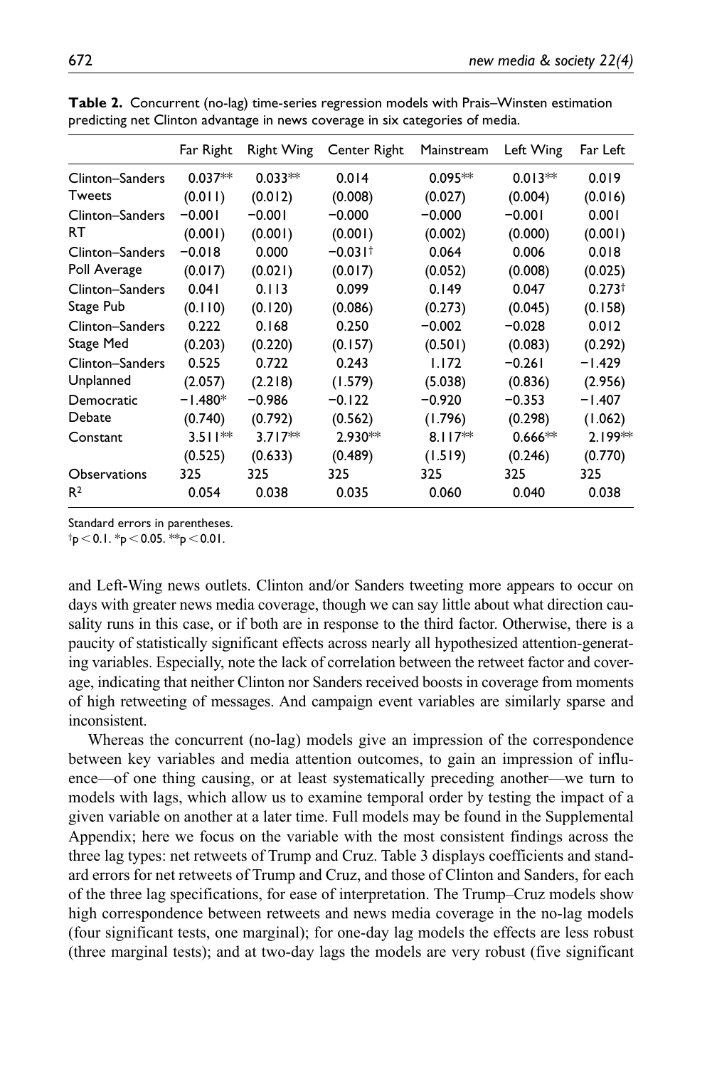**Table 2.** Concurrent (no-lag) time-series regression models with Prais–Winsten estimation predicting net Clinton advantage in news coverage in six categories of media.

| | Far Right | Right Wing | Center Right | Mainstream | Left Wing | Far Left |
|---|---|---|---|---|---|---|
| Clinton–Sanders Tweets | 0.037** | 0.033** | 0.014 | 0.095** | 0.013** | 0.019 |
| | (0.011) | (0.012) | (0.008) | (0.027) | (0.004) | (0.016) |
| Clinton–Sanders RT | −0.001 | −0.001 | −0.000 | −0.000 | −0.001 | 0.001 |
| | (0.001) | (0.001) | (0.001) | (0.002) | (0.000) | (0.001) |
| Clinton–Sanders Poll Average | −0.018 | 0.000 | −0.031† | 0.064 | 0.006 | 0.018 |
| | (0.017) | (0.021) | (0.017) | (0.052) | (0.008) | (0.025) |
| Clinton–Sanders Stage Pub | 0.041 | 0.113 | 0.099 | 0.149 | 0.047 | 0.273† |
| | (0.110) | (0.120) | (0.086) | (0.273) | (0.045) | (0.158) |
| Clinton–Sanders Stage Med | 0.222 | 0.168 | 0.250 | −0.002 | −0.028 | 0.012 |
| | (0.203) | (0.220) | (0.157) | (0.501) | (0.083) | (0.292) |
| Clinton–Sanders Unplanned | 0.525 | 0.722 | 0.243 | 1.172 | −0.261 | −1.429 |
| | (2.057) | (2.218) | (1.579) | (5.038) | (0.836) | (2.956) |
| Democratic Debate | −1.480* | −0.986 | −0.122 | −0.920 | −0.353 | −1.407 |
| | (0.740) | (0.792) | (0.562) | (1.796) | (0.298) | (1.062) |
| Constant | 3.511** | 3.717** | 2.930** | 8.117** | 0.666** | 2.199** |
| | (0.525) | (0.633) | (0.489) | (1.519) | (0.246) | (0.770) |
| Observations | 325 | 325 | 325 | 325 | 325 | 325 |
| $R^2$ | 0.054 | 0.038 | 0.035 | 0.060 | 0.040 | 0.038 |

Standard errors in parentheses.
†$p < 0.1$. *$p < 0.05$. **$p < 0.01$.

and Left-Wing news outlets. Clinton and/or Sanders tweeting more appears to occur on days with greater news media coverage, though we can say little about what direction causality runs in this case, or if both are in response to the third factor. Otherwise, there is a paucity of statistically significant effects across nearly all hypothesized attention-generating variables. Especially, note the lack of correlation between the retweet factor and coverage, indicating that neither Clinton nor Sanders received boosts in coverage from moments of high retweeting of messages. And campaign event variables are similarly sparse and inconsistent.

Whereas the concurrent (no-lag) models give an impression of the correspondence between key variables and media attention outcomes, to gain an impression of influence—of one thing causing, or at least systematically preceding another—we turn to models with lags, which allow us to examine temporal order by testing the impact of a given variable on another at a later time. Full models may be found in the Supplemental Appendix; here we focus on the variable with the most consistent findings across the three lag types: net retweets of Trump and Cruz. Table 3 displays coefficients and standard errors for net retweets of Trump and Cruz, and those of Clinton and Sanders, for each of the three lag specifications, for ease of interpretation. The Trump–Cruz models show high correspondence between retweets and news media coverage in the no-lag models (four significant tests, one marginal); for one-day lag models the effects are less robust (three marginal tests); and at two-day lags the models are very robust (five significant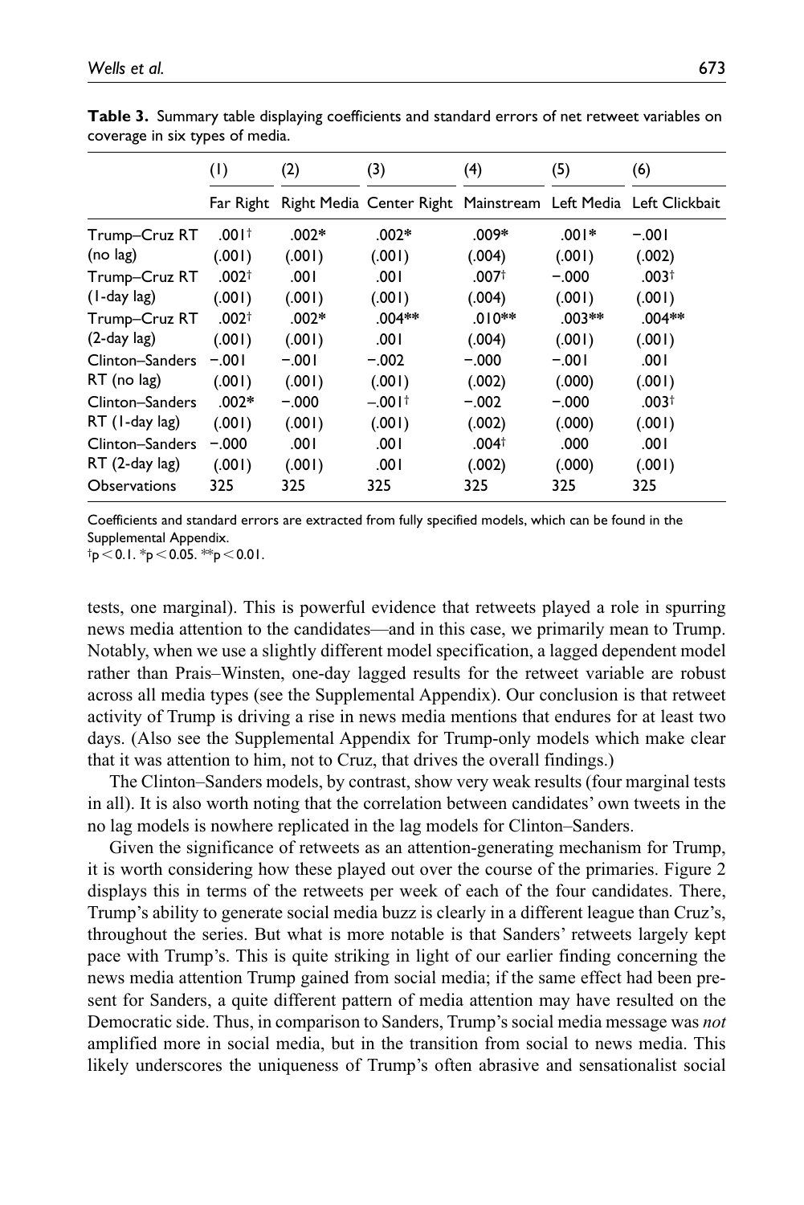**Table 3.** Summary table displaying coefficients and standard errors of net retweet variables on coverage in six types of media.

| | (1) | (2) | (3) | (4) | (5) | (6) |
|---|---|---|---|---|---|---|
| | Far Right | Right Media | Center Right | Mainstream | Left Media | Left Clickbait |
| Trump–Cruz RT (no lag) | .001† | .002* | .002* | .009* | .001* | −.001 |
| | (.001) | (.001) | (.001) | (.004) | (.001) | (.002) |
| Trump–Cruz RT (1-day lag) | .002† | .001 | .001 | .007† | −.000 | .003† |
| | (.001) | (.001) | (.001) | (.004) | (.001) | (.001) |
| Trump–Cruz RT (2-day lag) | .002† | .002* | .004** | .010** | .003** | .004** |
| | (.001) | (.001) | .001 | (.004) | (.001) | (.001) |
| Clinton–Sanders RT (no lag) | −.001 | −.001 | −.002 | −.000 | −.001 | .001 |
| | (.001) | (.001) | (.001) | (.002) | (.000) | (.001) |
| Clinton–Sanders RT (1-day lag) | .002* | −.000 | −.001† | −.002 | −.000 | .003† |
| | (.001) | (.001) | (.001) | (.002) | (.000) | (.001) |
| Clinton–Sanders RT (2-day lag) | −.000 | .001 | .001 | .004† | .000 | .001 |
| | (.001) | (.001) | .001 | (.002) | (.000) | (.001) |
| Observations | 325 | 325 | 325 | 325 | 325 | 325 |

Coefficients and standard errors are extracted from fully specified models, which can be found in the Supplemental Appendix.
†$p < 0.1$. *$p < 0.05$. **$p < 0.01$.

tests, one marginal). This is powerful evidence that retweets played a role in spurring news media attention to the candidates—and in this case, we primarily mean to Trump. Notably, when we use a slightly different model specification, a lagged dependent model rather than Prais–Winsten, one-day lagged results for the retweet variable are robust across all media types (see the Supplemental Appendix). Our conclusion is that retweet activity of Trump is driving a rise in news media mentions that endures for at least two days. (Also see the Supplemental Appendix for Trump-only models which make clear that it was attention to him, not to Cruz, that drives the overall findings.)

The Clinton–Sanders models, by contrast, show very weak results (four marginal tests in all). It is also worth noting that the correlation between candidates' own tweets in the no lag models is nowhere replicated in the lag models for Clinton–Sanders.

Given the significance of retweets as an attention-generating mechanism for Trump, it is worth considering how these played out over the course of the primaries. Figure 2 displays this in terms of the retweets per week of each of the four candidates. There, Trump's ability to generate social media buzz is clearly in a different league than Cruz's, throughout the series. But what is more notable is that Sanders' retweets largely kept pace with Trump's. This is quite striking in light of our earlier finding concerning the news media attention Trump gained from social media; if the same effect had been present for Sanders, a quite different pattern of media attention may have resulted on the Democratic side. Thus, in comparison to Sanders, Trump's social media message was *not* amplified more in social media, but in the transition from social to news media. This likely underscores the uniqueness of Trump's often abrasive and sensationalist social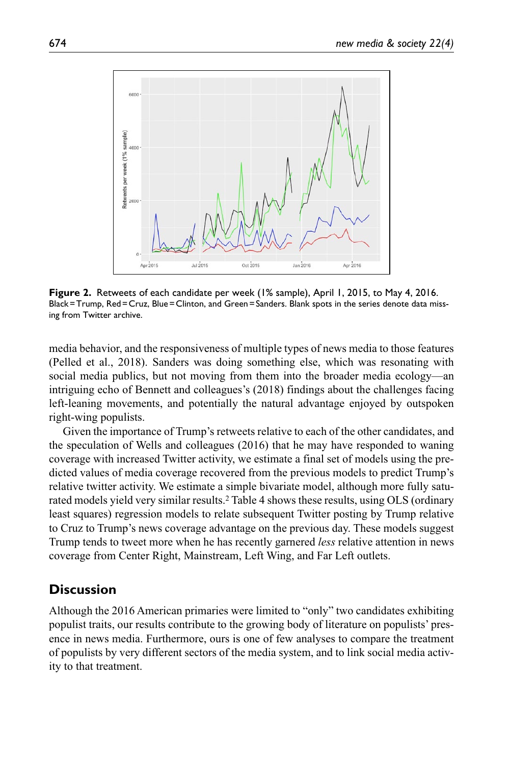**Figure 2.** Retweets of each candidate per week (1% sample), April 1, 2015, to May 4, 2016. Black = Trump, Red = Cruz, Blue = Clinton, and Green = Sanders. Blank spots in the series denote data missing from Twitter archive.

media behavior, and the responsiveness of multiple types of news media to those features (Pelled et al., 2018). Sanders was doing something else, which was resonating with social media publics, but not moving from them into the broader media ecology—an intriguing echo of Bennett and colleagues's (2018) findings about the challenges facing left-leaning movements, and potentially the natural advantage enjoyed by outspoken right-wing populists.

Given the importance of Trump's retweets relative to each of the other candidates, and the speculation of Wells and colleagues (2016) that he may have responded to waning coverage with increased Twitter activity, we estimate a final set of models using the predicted values of media coverage recovered from the previous models to predict Trump's relative twitter activity. We estimate a simple bivariate model, although more fully saturated models yield very similar results.[2] Table 4 shows these results, using OLS (ordinary least squares) regression models to relate subsequent Twitter posting by Trump relative to Cruz to Trump's news coverage advantage on the previous day. These models suggest Trump tends to tweet more when he has recently garnered *less* relative attention in news coverage from Center Right, Mainstream, Left Wing, and Far Left outlets.

## Discussion

Although the 2016 American primaries were limited to "only" two candidates exhibiting populist traits, our results contribute to the growing body of literature on populists' presence in news media. Furthermore, ours is one of few analyses to compare the treatment of populists by very different sectors of the media system, and to link social media activity to that treatment.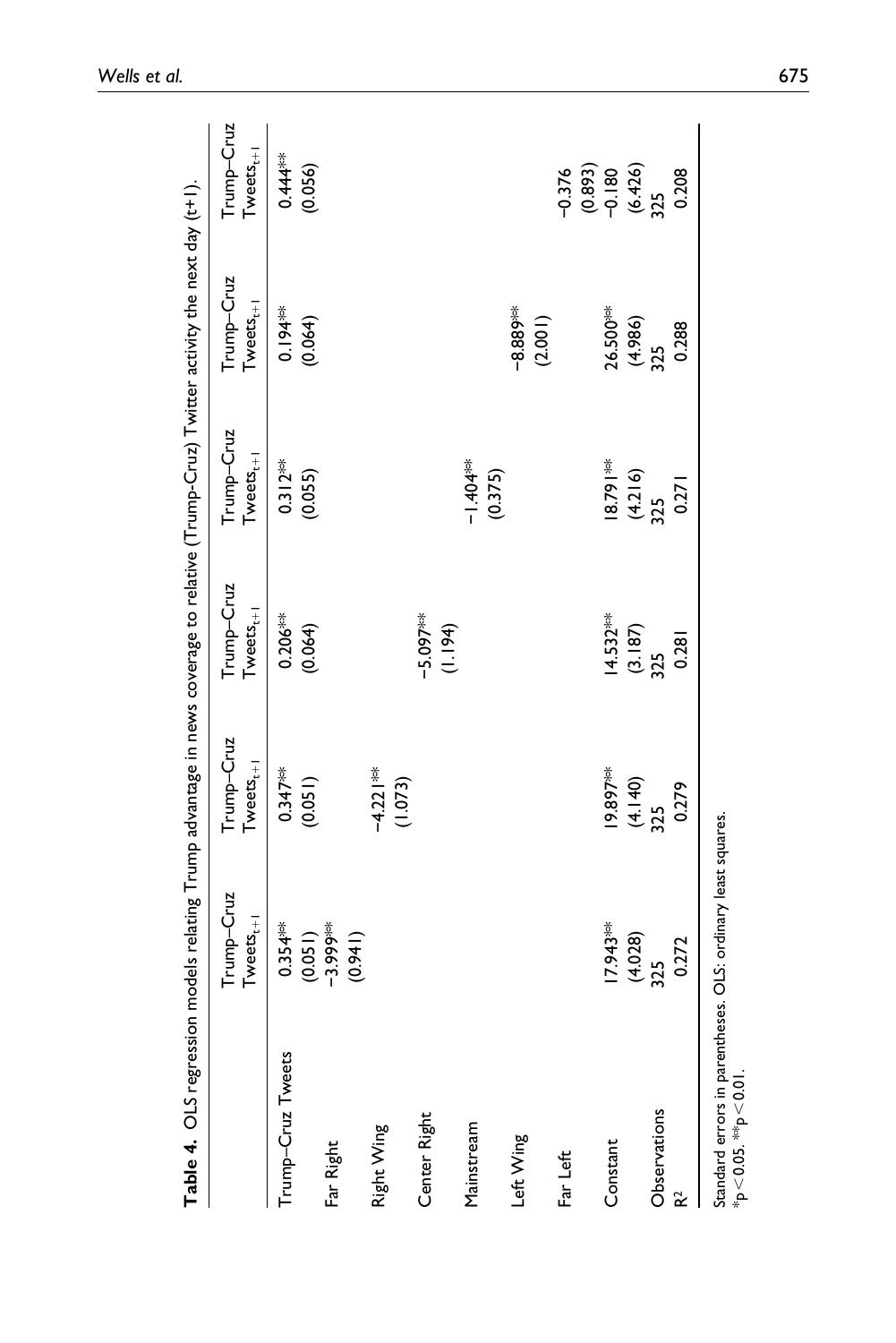**Table 4.** OLS regression models relating Trump advantage in news coverage to relative (Trump-Cruz) Twitter activity the next day (t+1).

| | Trump–Cruz $Tweets_{t+1}$ | Trump–Cruz $Tweets_{t+1}$ | Trump–Cruz $Tweets_{t+1}$ | Trump–Cruz $Tweets_{t+1}$ | Trump–Cruz $Tweets_{t+1}$ | Trump–Cruz $Tweets_{t+1}$ |
|---|---|---|---|---|---|---|
| Trump–Cruz Tweets | 0.354** | 0.347** | 0.206** | 0.312** | 0.194** | 0.444** |
| | (0.051) | (0.051) | (0.064) | (0.055) | (0.064) | (0.056) |
| Far Right | −3.999** | | | | | |
| | (0.941) | | | | | |
| Right Wing | | −4.221** | | | | |
| | | (1.073) | | | | |
| Center Right | | | −5.097** | | | |
| | | | (1.194) | | | |
| Mainstream | | | | −1.404** | | |
| | | | | (0.375) | | |
| Left Wing | | | | | −8.889** | |
| | | | | | (2.001) | |
| Far Left | | | | | | −0.376 |
| | | | | | | (0.893) |
| Constant | 17.943** | 19.897** | 14.532** | 18.791** | 26.500** | −0.180 |
| | (4.028) | (4.140) | (3.187) | (4.216) | (4.986) | (6.426) |
| Observations | 325 | 325 | 325 | 325 | 325 | 325 |
| $R^2$ | 0.272 | 0.279 | 0.281 | 0.271 | 0.288 | 0.208 |

Standard errors in parentheses. OLS: ordinary least squares.
*$p < 0.05$. **$p < 0.01$.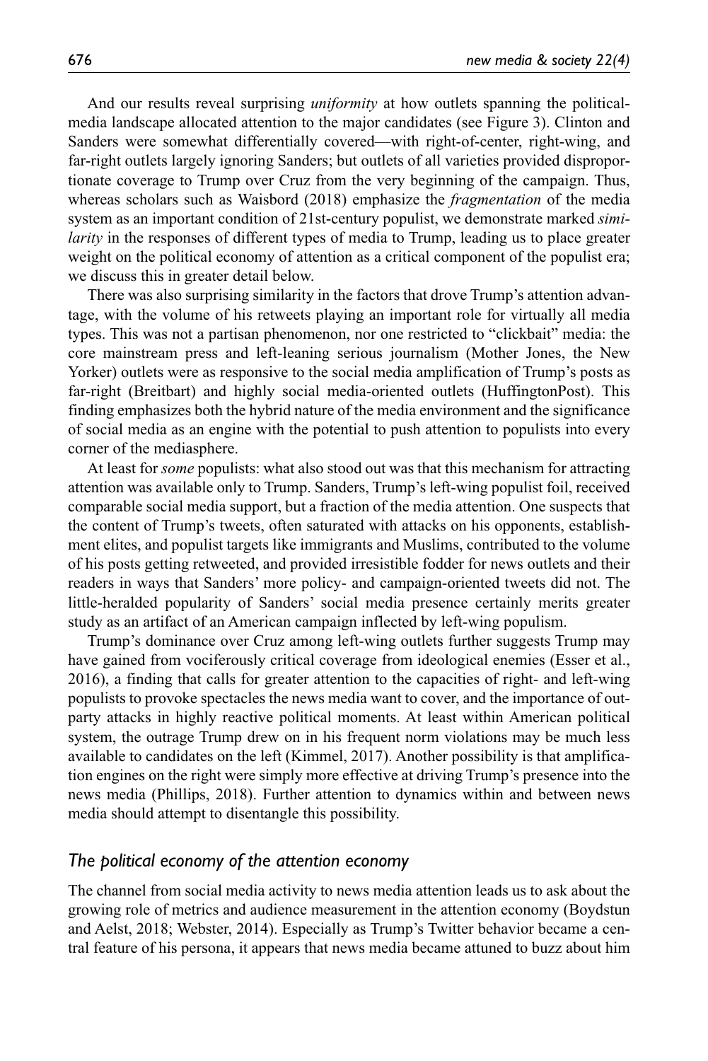And our results reveal surprising *uniformity* at how outlets spanning the political-media landscape allocated attention to the major candidates (see Figure 3). Clinton and Sanders were somewhat differentially covered—with right-of-center, right-wing, and far-right outlets largely ignoring Sanders; but outlets of all varieties provided disproportionate coverage to Trump over Cruz from the very beginning of the campaign. Thus, whereas scholars such as Waisbord (2018) emphasize the *fragmentation* of the media system as an important condition of 21st-century populist, we demonstrate marked *similarity* in the responses of different types of media to Trump, leading us to place greater weight on the political economy of attention as a critical component of the populist era; we discuss this in greater detail below.

There was also surprising similarity in the factors that drove Trump's attention advantage, with the volume of his retweets playing an important role for virtually all media types. This was not a partisan phenomenon, nor one restricted to "clickbait" media: the core mainstream press and left-leaning serious journalism (Mother Jones, the New Yorker) outlets were as responsive to the social media amplification of Trump's posts as far-right (Breitbart) and highly social media-oriented outlets (HuffingtonPost). This finding emphasizes both the hybrid nature of the media environment and the significance of social media as an engine with the potential to push attention to populists into every corner of the mediasphere.

At least for *some* populists: what also stood out was that this mechanism for attracting attention was available only to Trump. Sanders, Trump's left-wing populist foil, received comparable social media support, but a fraction of the media attention. One suspects that the content of Trump's tweets, often saturated with attacks on his opponents, establishment elites, and populist targets like immigrants and Muslims, contributed to the volume of his posts getting retweeted, and provided irresistible fodder for news outlets and their readers in ways that Sanders' more policy- and campaign-oriented tweets did not. The little-heralded popularity of Sanders' social media presence certainly merits greater study as an artifact of an American campaign inflected by left-wing populism.

Trump's dominance over Cruz among left-wing outlets further suggests Trump may have gained from vociferously critical coverage from ideological enemies (Esser et al., 2016), a finding that calls for greater attention to the capacities of right- and left-wing populists to provoke spectacles the news media want to cover, and the importance of out-party attacks in highly reactive political moments. At least within American political system, the outrage Trump drew on in his frequent norm violations may be much less available to candidates on the left (Kimmel, 2017). Another possibility is that amplification engines on the right were simply more effective at driving Trump's presence into the news media (Phillips, 2018). Further attention to dynamics within and between news media should attempt to disentangle this possibility.

### *The political economy of the attention economy*

The channel from social media activity to news media attention leads us to ask about the growing role of metrics and audience measurement in the attention economy (Boydstun and Aelst, 2018; Webster, 2014). Especially as Trump's Twitter behavior became a central feature of his persona, it appears that news media became attuned to buzz about him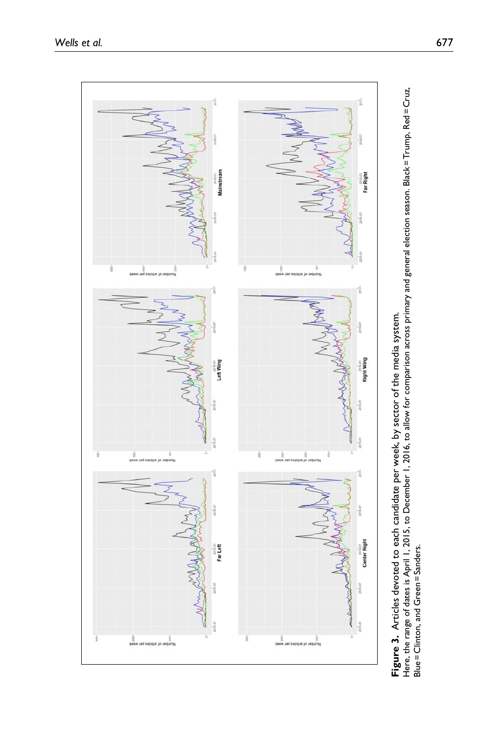**Figure 3.** Articles devoted to each candidate per week, by sector of the media system.
Here, the range of dates is April 1, 2015, to December 1, 2016, to allow for comparison across primary and general election season. Black = Trump, Red = Cruz, Blue = Clinton, and Green = Sanders.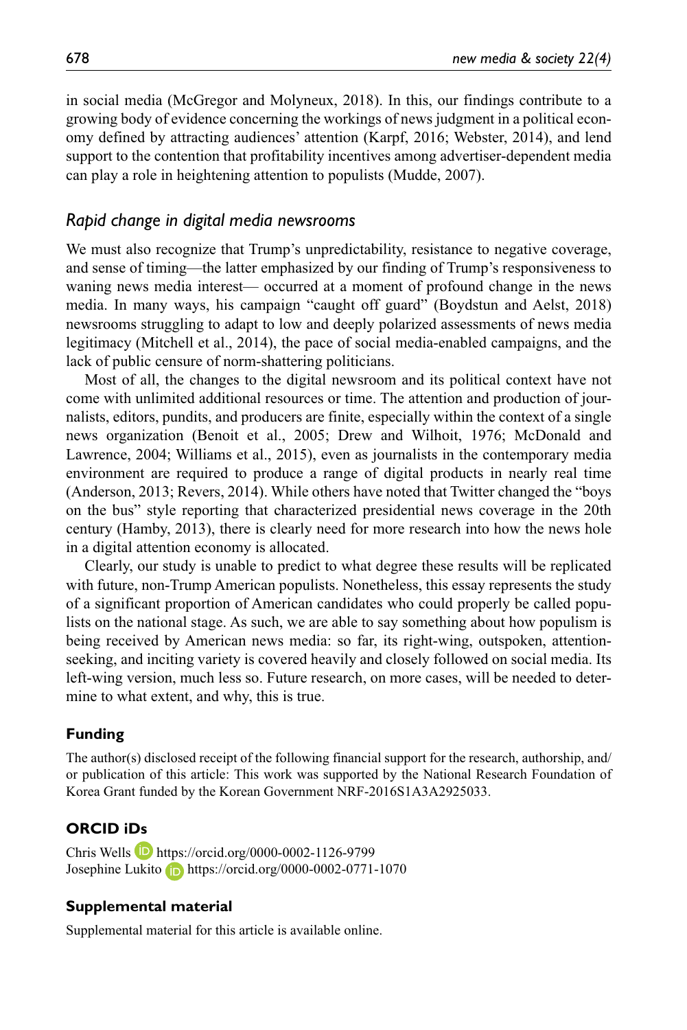in social media (McGregor and Molyneux, 2018). In this, our findings contribute to a growing body of evidence concerning the workings of news judgment in a political economy defined by attracting audiences' attention (Karpf, 2016; Webster, 2014), and lend support to the contention that profitability incentives among advertiser-dependent media can play a role in heightening attention to populists (Mudde, 2007).

### *Rapid change in digital media newsrooms*

We must also recognize that Trump's unpredictability, resistance to negative coverage, and sense of timing—the latter emphasized by our finding of Trump's responsiveness to waning news media interest— occurred at a moment of profound change in the news media. In many ways, his campaign "caught off guard" (Boydstun and Aelst, 2018) newsrooms struggling to adapt to low and deeply polarized assessments of news media legitimacy (Mitchell et al., 2014), the pace of social media-enabled campaigns, and the lack of public censure of norm-shattering politicians.

Most of all, the changes to the digital newsroom and its political context have not come with unlimited additional resources or time. The attention and production of journalists, editors, pundits, and producers are finite, especially within the context of a single news organization (Benoit et al., 2005; Drew and Wilhoit, 1976; McDonald and Lawrence, 2004; Williams et al., 2015), even as journalists in the contemporary media environment are required to produce a range of digital products in nearly real time (Anderson, 2013; Revers, 2014). While others have noted that Twitter changed the "boys on the bus" style reporting that characterized presidential news coverage in the 20th century (Hamby, 2013), there is clearly need for more research into how the news hole in a digital attention economy is allocated.

Clearly, our study is unable to predict to what degree these results will be replicated with future, non-Trump American populists. Nonetheless, this essay represents the study of a significant proportion of American candidates who could properly be called populists on the national stage. As such, we are able to say something about how populism is being received by American news media: so far, its right-wing, outspoken, attention-seeking, and inciting variety is covered heavily and closely followed on social media. Its left-wing version, much less so. Future research, on more cases, will be needed to determine to what extent, and why, this is true.

## Funding

The author(s) disclosed receipt of the following financial support for the research, authorship, and/or publication of this article: This work was supported by the National Research Foundation of Korea Grant funded by the Korean Government NRF-2016S1A3A2925033.

## ORCID iDs

Chris Wells https://orcid.org/0000-0002-1126-9799
Josephine Lukito https://orcid.org/0000-0002-0771-1070

## Supplemental material

Supplemental material for this article is available online.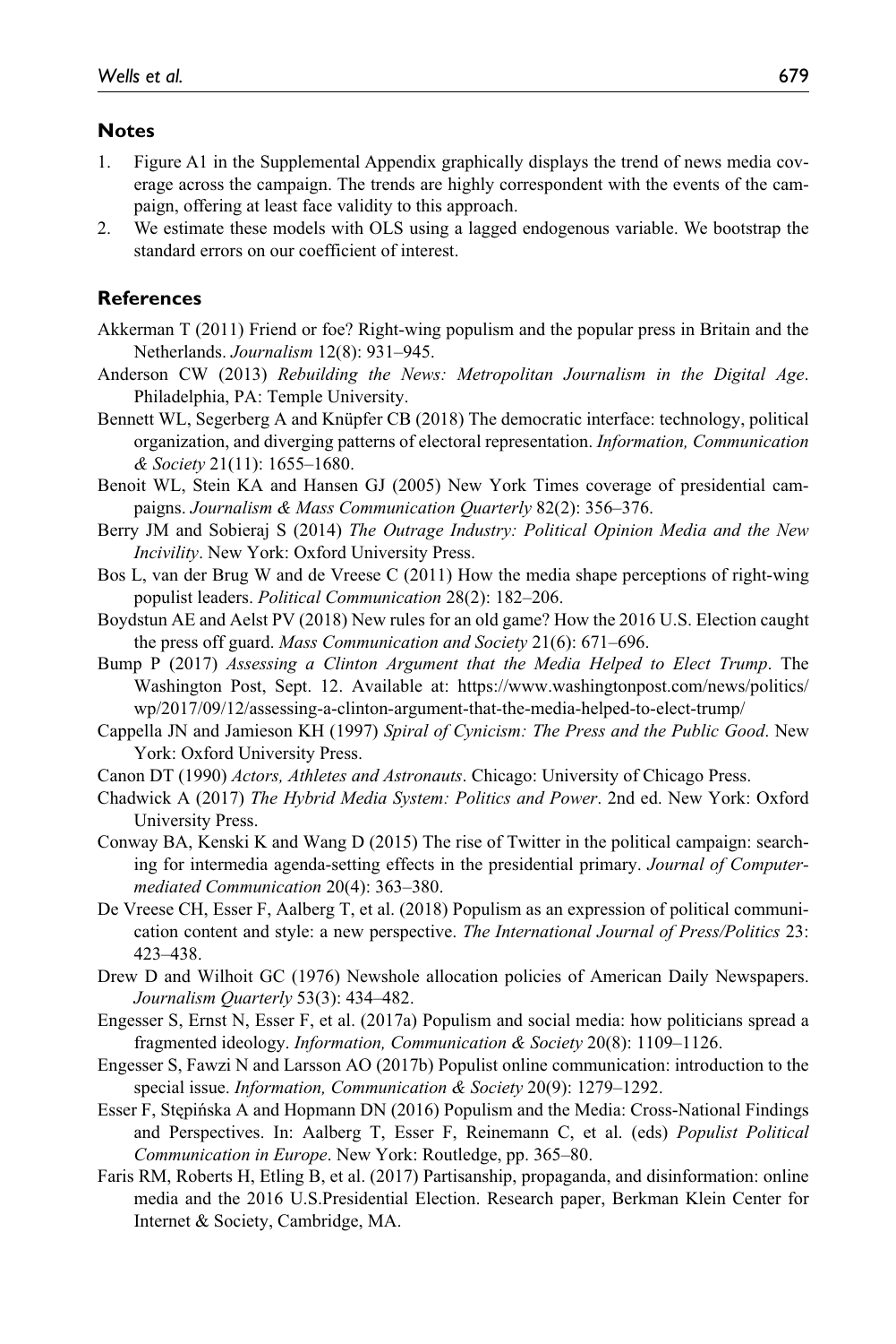## Notes

1. Figure A1 in the Supplemental Appendix graphically displays the trend of news media coverage across the campaign. The trends are highly correspondent with the events of the campaign, offering at least face validity to this approach.
2. We estimate these models with OLS using a lagged endogenous variable. We bootstrap the standard errors on our coefficient of interest.

## References

Akkerman T (2011) Friend or foe? Right-wing populism and the popular press in Britain and the Netherlands. *Journalism* 12(8): 931–945.

Anderson CW (2013) *Rebuilding the News: Metropolitan Journalism in the Digital Age*. Philadelphia, PA: Temple University.

Bennett WL, Segerberg A and Knüpfer CB (2018) The democratic interface: technology, political organization, and diverging patterns of electoral representation. *Information, Communication & Society* 21(11): 1655–1680.

Benoit WL, Stein KA and Hansen GJ (2005) New York Times coverage of presidential campaigns. *Journalism & Mass Communication Quarterly* 82(2): 356–376.

Berry JM and Sobieraj S (2014) *The Outrage Industry: Political Opinion Media and the New Incivility*. New York: Oxford University Press.

Bos L, van der Brug W and de Vreese C (2011) How the media shape perceptions of right-wing populist leaders. *Political Communication* 28(2): 182–206.

Boydstun AE and Aelst PV (2018) New rules for an old game? How the 2016 U.S. Election caught the press off guard. *Mass Communication and Society* 21(6): 671–696.

Bump P (2017) *Assessing a Clinton Argument that the Media Helped to Elect Trump*. The Washington Post, Sept. 12. Available at: https://www.washingtonpost.com/news/politics/wp/2017/09/12/assessing-a-clinton-argument-that-the-media-helped-to-elect-trump/

Cappella JN and Jamieson KH (1997) *Spiral of Cynicism: The Press and the Public Good*. New York: Oxford University Press.

Canon DT (1990) *Actors, Athletes and Astronauts*. Chicago: University of Chicago Press.

Chadwick A (2017) *The Hybrid Media System: Politics and Power*. 2nd ed. New York: Oxford University Press.

Conway BA, Kenski K and Wang D (2015) The rise of Twitter in the political campaign: searching for intermedia agenda-setting effects in the presidential primary. *Journal of Computer-mediated Communication* 20(4): 363–380.

De Vreese CH, Esser F, Aalberg T, et al. (2018) Populism as an expression of political communication content and style: a new perspective. *The International Journal of Press/Politics* 23: 423–438.

Drew D and Wilhoit GC (1976) Newshole allocation policies of American Daily Newspapers. *Journalism Quarterly* 53(3): 434–482.

Engesser S, Ernst N, Esser F, et al. (2017a) Populism and social media: how politicians spread a fragmented ideology. *Information, Communication & Society* 20(8): 1109–1126.

Engesser S, Fawzi N and Larsson AO (2017b) Populist online communication: introduction to the special issue. *Information, Communication & Society* 20(9): 1279–1292.

Esser F, Stępińska A and Hopmann DN (2016) Populism and the Media: Cross-National Findings and Perspectives. In: Aalberg T, Esser F, Reinemann C, et al. (eds) *Populist Political Communication in Europe*. New York: Routledge, pp. 365–80.

Faris RM, Roberts H, Etling B, et al. (2017) Partisanship, propaganda, and disinformation: online media and the 2016 U.S.Presidential Election. Research paper, Berkman Klein Center for Internet & Society, Cambridge, MA.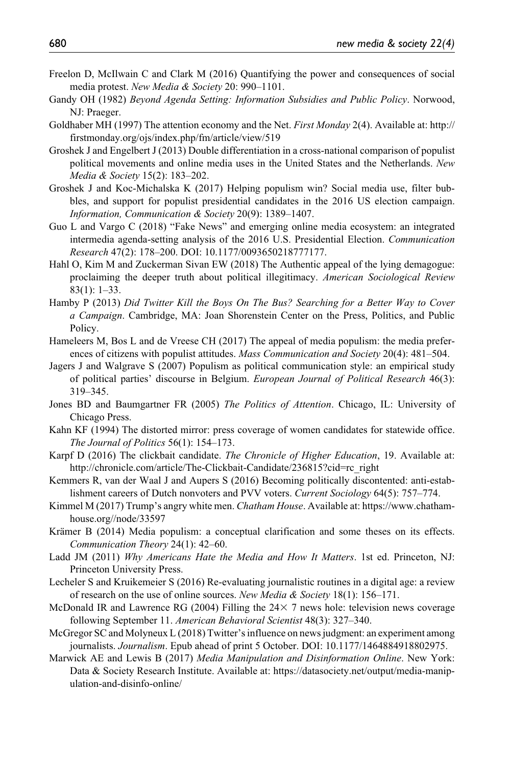Freelon D, McIlwain C and Clark M (2016) Quantifying the power and consequences of social media protest. *New Media & Society* 20: 990–1101.

Gandy OH (1982) *Beyond Agenda Setting: Information Subsidies and Public Policy*. Norwood, NJ: Praeger.

Goldhaber MH (1997) The attention economy and the Net. *First Monday* 2(4). Available at: http://firstmonday.org/ojs/index.php/fm/article/view/519

Groshek J and Engelbert J (2013) Double differentiation in a cross-national comparison of populist political movements and online media uses in the United States and the Netherlands. *New Media & Society* 15(2): 183–202.

Groshek J and Koc-Michalska K (2017) Helping populism win? Social media use, filter bubbles, and support for populist presidential candidates in the 2016 US election campaign. *Information, Communication & Society* 20(9): 1389–1407.

Guo L and Vargo C (2018) "Fake News" and emerging online media ecosystem: an integrated intermedia agenda-setting analysis of the 2016 U.S. Presidential Election. *Communication Research* 47(2): 178–200. DOI: 10.1177/0093650218777177.

Hahl O, Kim M and Zuckerman Sivan EW (2018) The Authentic appeal of the lying demagogue: proclaiming the deeper truth about political illegitimacy. *American Sociological Review* 83(1): 1–33.

Hamby P (2013) *Did Twitter Kill the Boys On The Bus? Searching for a Better Way to Cover a Campaign*. Cambridge, MA: Joan Shorenstein Center on the Press, Politics, and Public Policy.

Hameleers M, Bos L and de Vreese CH (2017) The appeal of media populism: the media preferences of citizens with populist attitudes. *Mass Communication and Society* 20(4): 481–504.

Jagers J and Walgrave S (2007) Populism as political communication style: an empirical study of political parties' discourse in Belgium. *European Journal of Political Research* 46(3): 319–345.

Jones BD and Baumgartner FR (2005) *The Politics of Attention*. Chicago, IL: University of Chicago Press.

Kahn KF (1994) The distorted mirror: press coverage of women candidates for statewide office. *The Journal of Politics* 56(1): 154–173.

Karpf D (2016) The clickbait candidate. *The Chronicle of Higher Education*, 19. Available at: http://chronicle.com/article/The-Clickbait-Candidate/236815?cid=rc_right

Kemmers R, van der Waal J and Aupers S (2016) Becoming politically discontented: anti-establishment careers of Dutch nonvoters and PVV voters. *Current Sociology* 64(5): 757–774.

Kimmel M (2017) Trump's angry white men. *Chatham House*. Available at: https://www.chathamhouse.org//node/33597

Krämer B (2014) Media populism: a conceptual clarification and some theses on its effects. *Communication Theory* 24(1): 42–60.

Ladd JM (2011) *Why Americans Hate the Media and How It Matters*. 1st ed. Princeton, NJ: Princeton University Press.

Lecheler S and Kruikemeier S (2016) Re-evaluating journalistic routines in a digital age: a review of research on the use of online sources. *New Media & Society* 18(1): 156–171.

McDonald IR and Lawrence RG (2004) Filling the 24× 7 news hole: television news coverage following September 11. *American Behavioral Scientist* 48(3): 327–340.

McGregor SC and Molyneux L (2018) Twitter's influence on news judgment: an experiment among journalists. *Journalism*. Epub ahead of print 5 October. DOI: 10.1177/1464884918802975.

Marwick AE and Lewis B (2017) *Media Manipulation and Disinformation Online*. New York: Data & Society Research Institute. Available at: https://datasociety.net/output/media-manipulation-and-disinfo-online/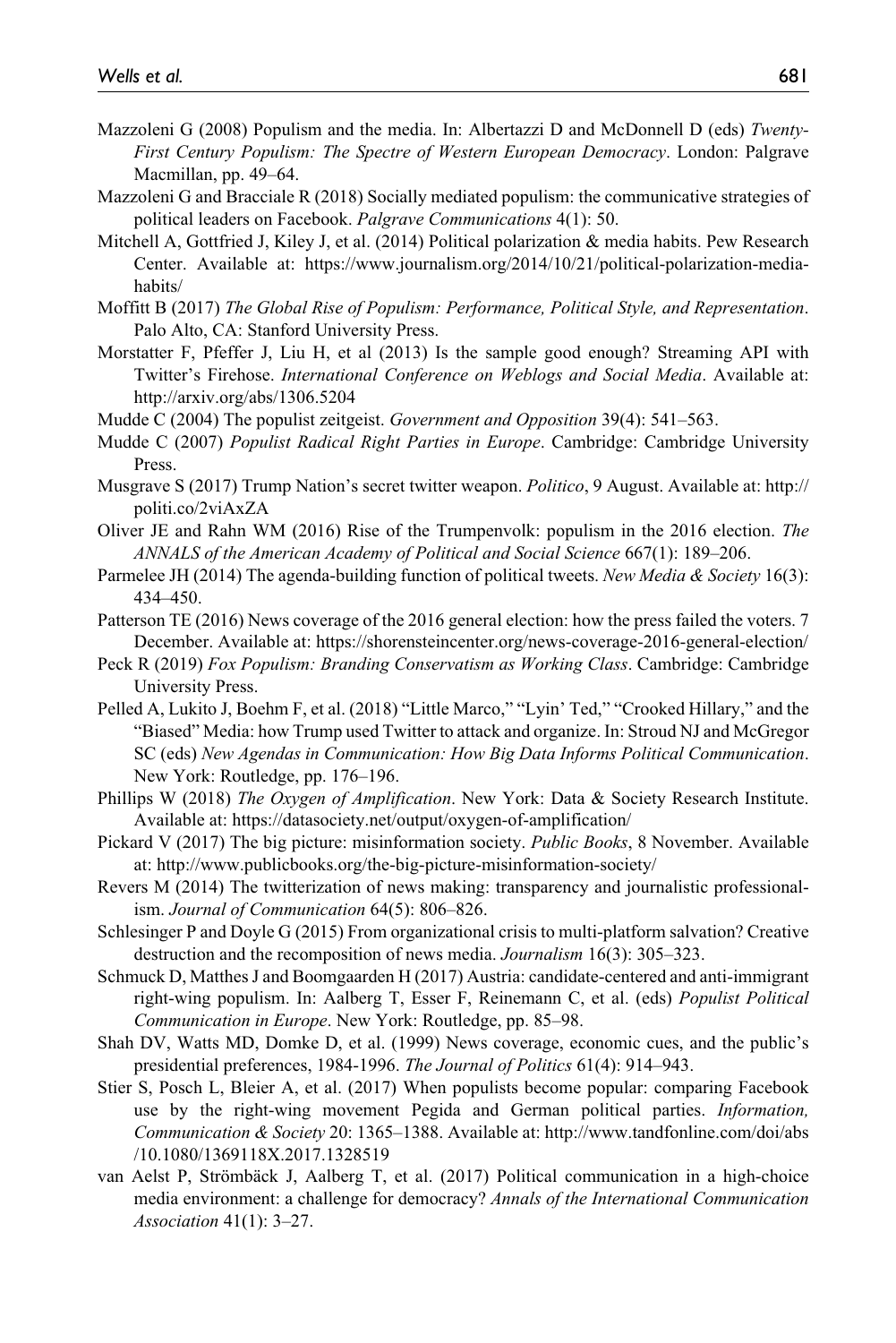Mazzoleni G (2008) Populism and the media. In: Albertazzi D and McDonnell D (eds) *Twenty-First Century Populism: The Spectre of Western European Democracy*. London: Palgrave Macmillan, pp. 49–64.

Mazzoleni G and Bracciale R (2018) Socially mediated populism: the communicative strategies of political leaders on Facebook. *Palgrave Communications* 4(1): 50.

Mitchell A, Gottfried J, Kiley J, et al. (2014) Political polarization & media habits. Pew Research Center. Available at: https://www.journalism.org/2014/10/21/political-polarization-media-habits/

Moffitt B (2017) *The Global Rise of Populism: Performance, Political Style, and Representation*. Palo Alto, CA: Stanford University Press.

Morstatter F, Pfeffer J, Liu H, et al (2013) Is the sample good enough? Streaming API with Twitter's Firehose. *International Conference on Weblogs and Social Media*. Available at: http://arxiv.org/abs/1306.5204

Mudde C (2004) The populist zeitgeist. *Government and Opposition* 39(4): 541–563.

Mudde C (2007) *Populist Radical Right Parties in Europe*. Cambridge: Cambridge University Press.

Musgrave S (2017) Trump Nation's secret twitter weapon. *Politico*, 9 August. Available at: http://politi.co/2viAxZA

Oliver JE and Rahn WM (2016) Rise of the Trumpenvolk: populism in the 2016 election. *The ANNALS of the American Academy of Political and Social Science* 667(1): 189–206.

Parmelee JH (2014) The agenda-building function of political tweets. *New Media & Society* 16(3): 434–450.

Patterson TE (2016) News coverage of the 2016 general election: how the press failed the voters. 7 December. Available at: https://shorensteincenter.org/news-coverage-2016-general-election/

Peck R (2019) *Fox Populism: Branding Conservatism as Working Class*. Cambridge: Cambridge University Press.

Pelled A, Lukito J, Boehm F, et al. (2018) "Little Marco," "Lyin' Ted," "Crooked Hillary," and the "Biased" Media: how Trump used Twitter to attack and organize. In: Stroud NJ and McGregor SC (eds) *New Agendas in Communication: How Big Data Informs Political Communication*. New York: Routledge, pp. 176–196.

Phillips W (2018) *The Oxygen of Amplification*. New York: Data & Society Research Institute. Available at: https://datasociety.net/output/oxygen-of-amplification/

Pickard V (2017) The big picture: misinformation society. *Public Books*, 8 November. Available at: http://www.publicbooks.org/the-big-picture-misinformation-society/

Revers M (2014) The twitterization of news making: transparency and journalistic professionalism. *Journal of Communication* 64(5): 806–826.

Schlesinger P and Doyle G (2015) From organizational crisis to multi-platform salvation? Creative destruction and the recomposition of news media. *Journalism* 16(3): 305–323.

Schmuck D, Matthes J and Boomgaarden H (2017) Austria: candidate-centered and anti-immigrant right-wing populism. In: Aalberg T, Esser F, Reinemann C, et al. (eds) *Populist Political Communication in Europe*. New York: Routledge, pp. 85–98.

Shah DV, Watts MD, Domke D, et al. (1999) News coverage, economic cues, and the public's presidential preferences, 1984-1996. *The Journal of Politics* 61(4): 914–943.

Stier S, Posch L, Bleier A, et al. (2017) When populists become popular: comparing Facebook use by the right-wing movement Pegida and German political parties. *Information, Communication & Society* 20: 1365–1388. Available at: http://www.tandfonline.com/doi/abs/10.1080/1369118X.2017.1328519

van Aelst P, Strömbäck J, Aalberg T, et al. (2017) Political communication in a high-choice media environment: a challenge for democracy? *Annals of the International Communication Association* 41(1): 3–27.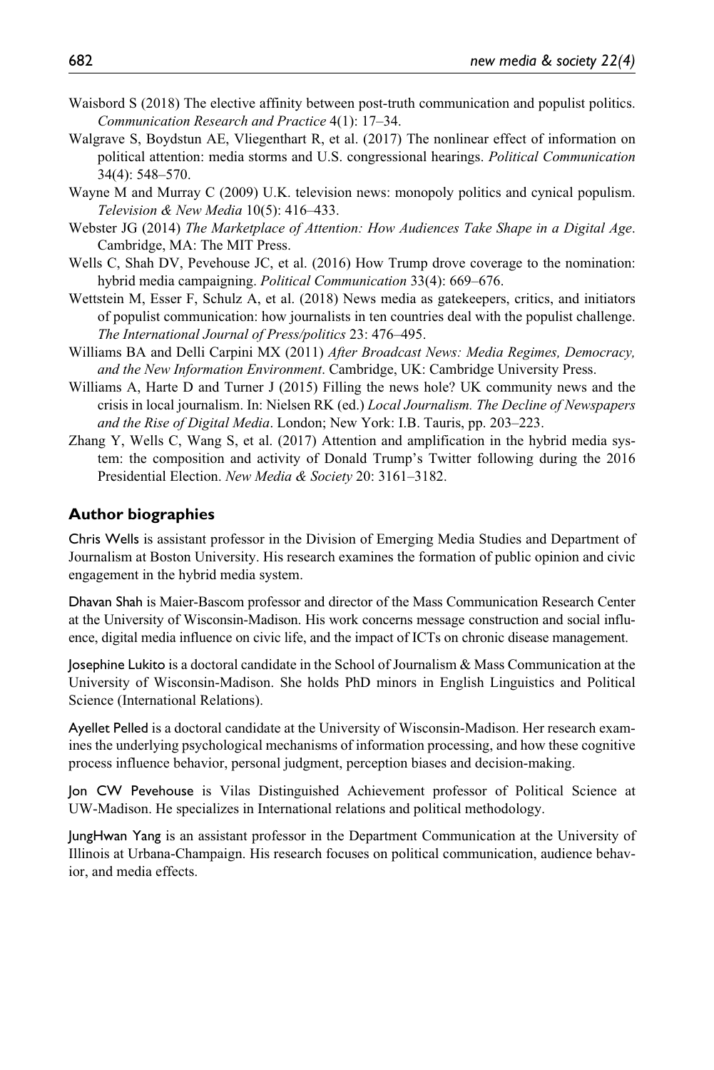Waisbord S (2018) The elective affinity between post-truth communication and populist politics. *Communication Research and Practice* 4(1): 17–34.

Walgrave S, Boydstun AE, Vliegenthart R, et al. (2017) The nonlinear effect of information on political attention: media storms and U.S. congressional hearings. *Political Communication* 34(4): 548–570.

Wayne M and Murray C (2009) U.K. television news: monopoly politics and cynical populism. *Television & New Media* 10(5): 416–433.

Webster JG (2014) *The Marketplace of Attention: How Audiences Take Shape in a Digital Age*. Cambridge, MA: The MIT Press.

Wells C, Shah DV, Pevehouse JC, et al. (2016) How Trump drove coverage to the nomination: hybrid media campaigning. *Political Communication* 33(4): 669–676.

Wettstein M, Esser F, Schulz A, et al. (2018) News media as gatekeepers, critics, and initiators of populist communication: how journalists in ten countries deal with the populist challenge. *The International Journal of Press/politics* 23: 476–495.

Williams BA and Delli Carpini MX (2011) *After Broadcast News: Media Regimes, Democracy, and the New Information Environment*. Cambridge, UK: Cambridge University Press.

Williams A, Harte D and Turner J (2015) Filling the news hole? UK community news and the crisis in local journalism. In: Nielsen RK (ed.) *Local Journalism. The Decline of Newspapers and the Rise of Digital Media*. London; New York: I.B. Tauris, pp. 203–223.

Zhang Y, Wells C, Wang S, et al. (2017) Attention and amplification in the hybrid media system: the composition and activity of Donald Trump's Twitter following during the 2016 Presidential Election. *New Media & Society* 20: 3161–3182.

## Author biographies

Chris Wells is assistant professor in the Division of Emerging Media Studies and Department of Journalism at Boston University. His research examines the formation of public opinion and civic engagement in the hybrid media system.

Dhavan Shah is Maier-Bascom professor and director of the Mass Communication Research Center at the University of Wisconsin-Madison. His work concerns message construction and social influence, digital media influence on civic life, and the impact of ICTs on chronic disease management.

Josephine Lukito is a doctoral candidate in the School of Journalism & Mass Communication at the University of Wisconsin-Madison. She holds PhD minors in English Linguistics and Political Science (International Relations).

Ayellet Pelled is a doctoral candidate at the University of Wisconsin-Madison. Her research examines the underlying psychological mechanisms of information processing, and how these cognitive process influence behavior, personal judgment, perception biases and decision-making.

Jon CW Pevehouse is Vilas Distinguished Achievement professor of Political Science at UW-Madison. He specializes in International relations and political methodology.

JungHwan Yang is an assistant professor in the Department Communication at the University of Illinois at Urbana-Champaign. His research focuses on political communication, audience behavior, and media effects.